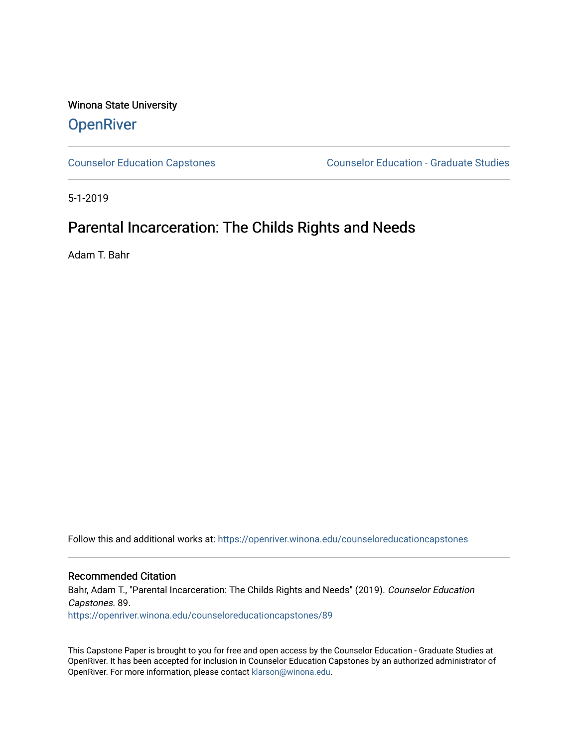Winona State University

# OpenRiver

Counselor Education Capstones

Counselor Education - Graduate Studies

5-1-2019

## Parental Incarceration: The Childs Rights and Needs

Adam T. Bahr

Follow this and additional works at: https://openriver.winona.edu/counseloreducationcapstones

### Recommended Citation

Bahr, Adam T., "Parental Incarceration: The Childs Rights and Needs" (2019). *Counselor Education Capstones*. 89.
https://openriver.winona.edu/counseloreducationcapstones/89

This Capstone Paper is brought to you for free and open access by the Counselor Education - Graduate Studies at OpenRiver. It has been accepted for inclusion in Counselor Education Capstones by an authorized administrator of OpenRiver. For more information, please contact klarson@winona.edu.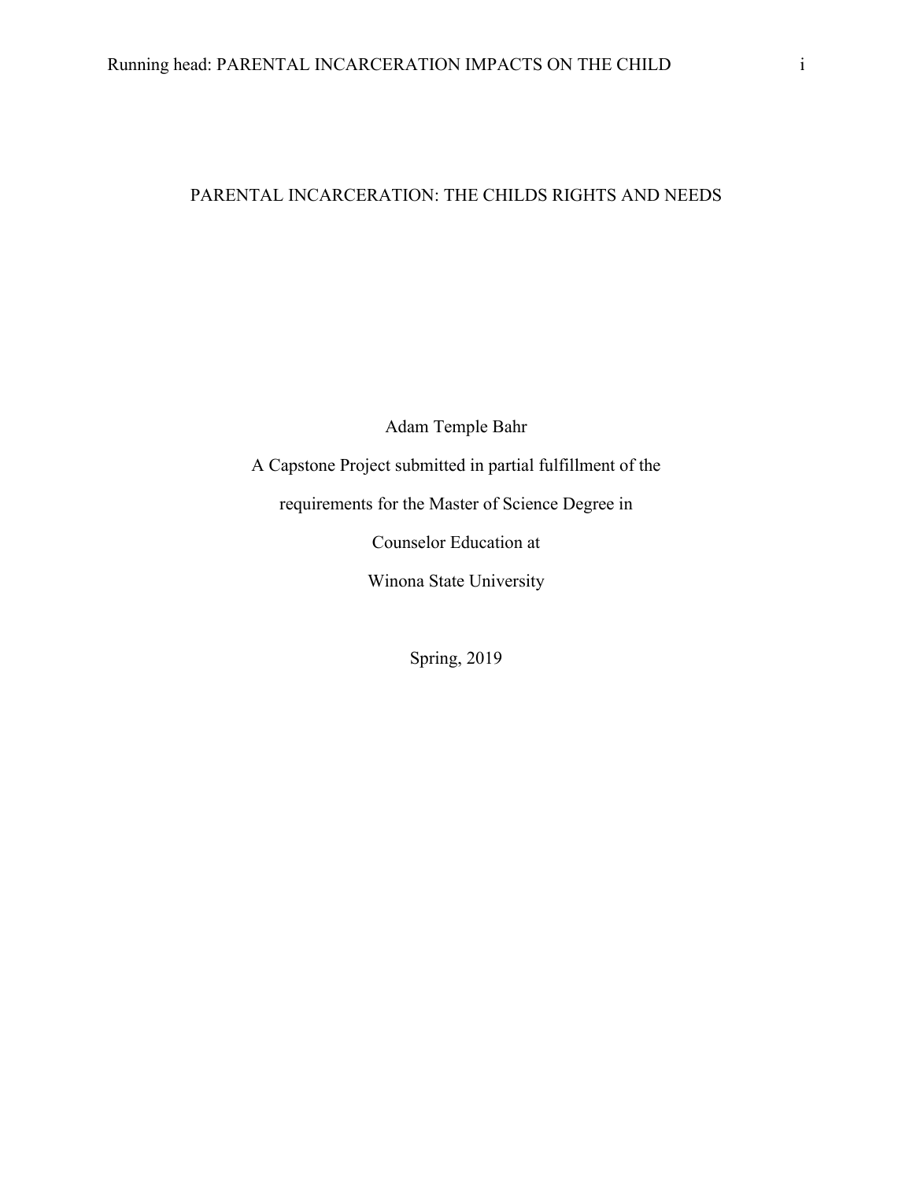# PARENTAL INCARCERATION: THE CHILDS RIGHTS AND NEEDS

Adam Temple Bahr

A Capstone Project submitted in partial fulfillment of the

requirements for the Master of Science Degree in

Counselor Education at

Winona State University

Spring, 2019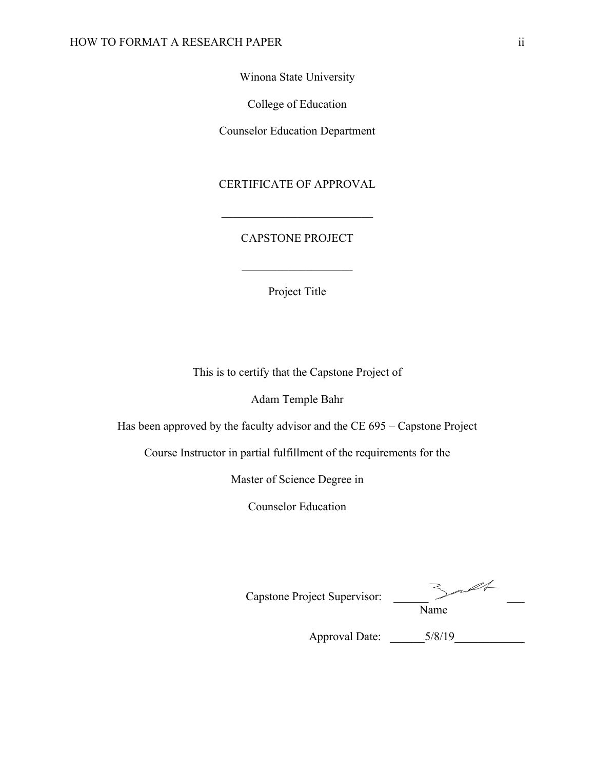Winona State University

College of Education

Counselor Education Department

CERTIFICATE OF APPROVAL

___________________________

CAPSTONE PROJECT

___________________

Project Title

This is to certify that the Capstone Project of

Adam Temple Bahr

Has been approved by the faculty advisor and the CE 695 – Capstone Project

Course Instructor in partial fulfillment of the requirements for the

Master of Science Degree in

Counselor Education

Capstone Project Supervisor: ______ ___
Name

Approval Date: ______5/8/19____________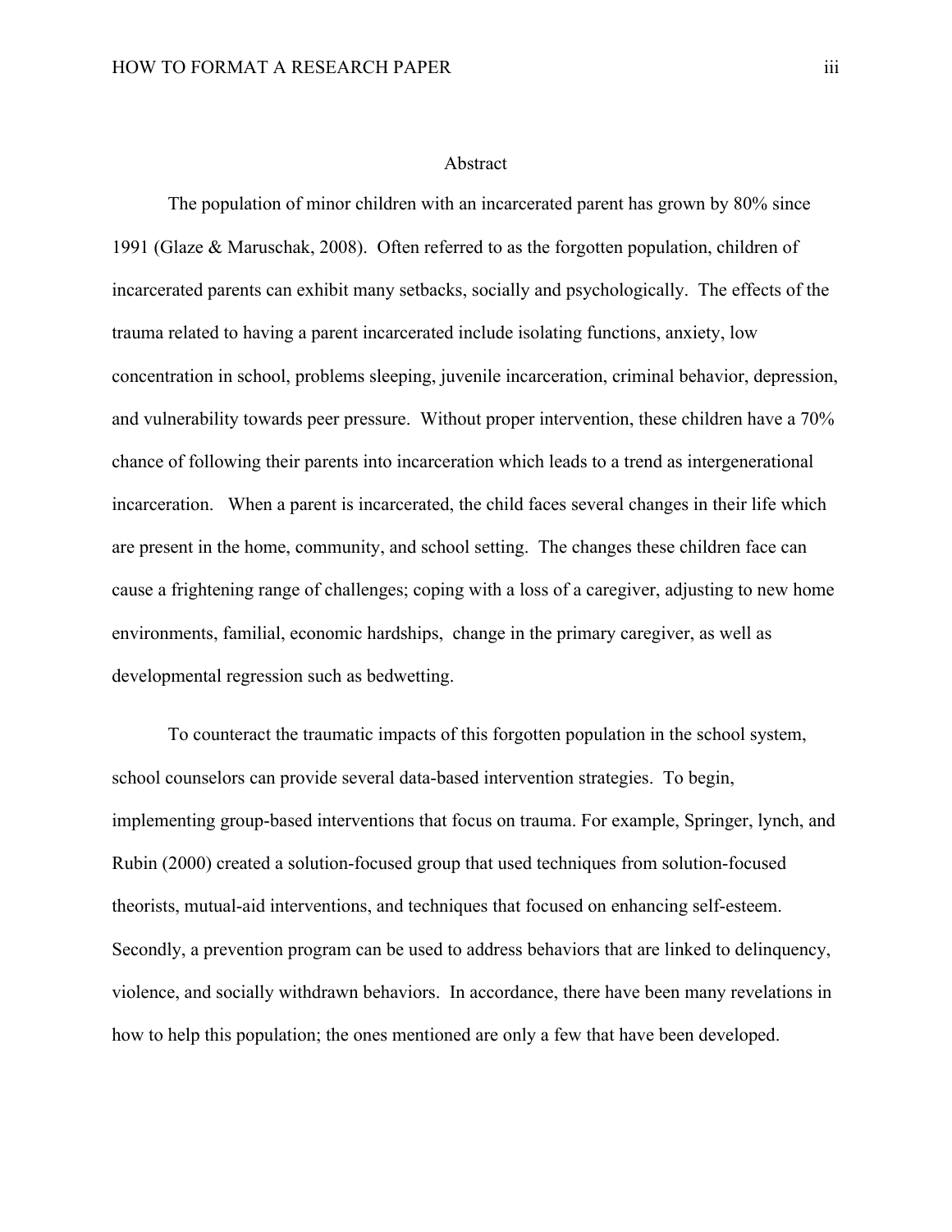# Abstract

The population of minor children with an incarcerated parent has grown by 80% since 1991 (Glaze & Maruschak, 2008). Often referred to as the forgotten population, children of incarcerated parents can exhibit many setbacks, socially and psychologically. The effects of the trauma related to having a parent incarcerated include isolating functions, anxiety, low concentration in school, problems sleeping, juvenile incarceration, criminal behavior, depression, and vulnerability towards peer pressure. Without proper intervention, these children have a 70% chance of following their parents into incarceration which leads to a trend as intergenerational incarceration. When a parent is incarcerated, the child faces several changes in their life which are present in the home, community, and school setting. The changes these children face can cause a frightening range of challenges; coping with a loss of a caregiver, adjusting to new home environments, familial, economic hardships, change in the primary caregiver, as well as developmental regression such as bedwetting.

To counteract the traumatic impacts of this forgotten population in the school system, school counselors can provide several data-based intervention strategies. To begin, implementing group-based interventions that focus on trauma. For example, Springer, lynch, and Rubin (2000) created a solution-focused group that used techniques from solution-focused theorists, mutual-aid interventions, and techniques that focused on enhancing self-esteem. Secondly, a prevention program can be used to address behaviors that are linked to delinquency, violence, and socially withdrawn behaviors. In accordance, there have been many revelations in how to help this population; the ones mentioned are only a few that have been developed.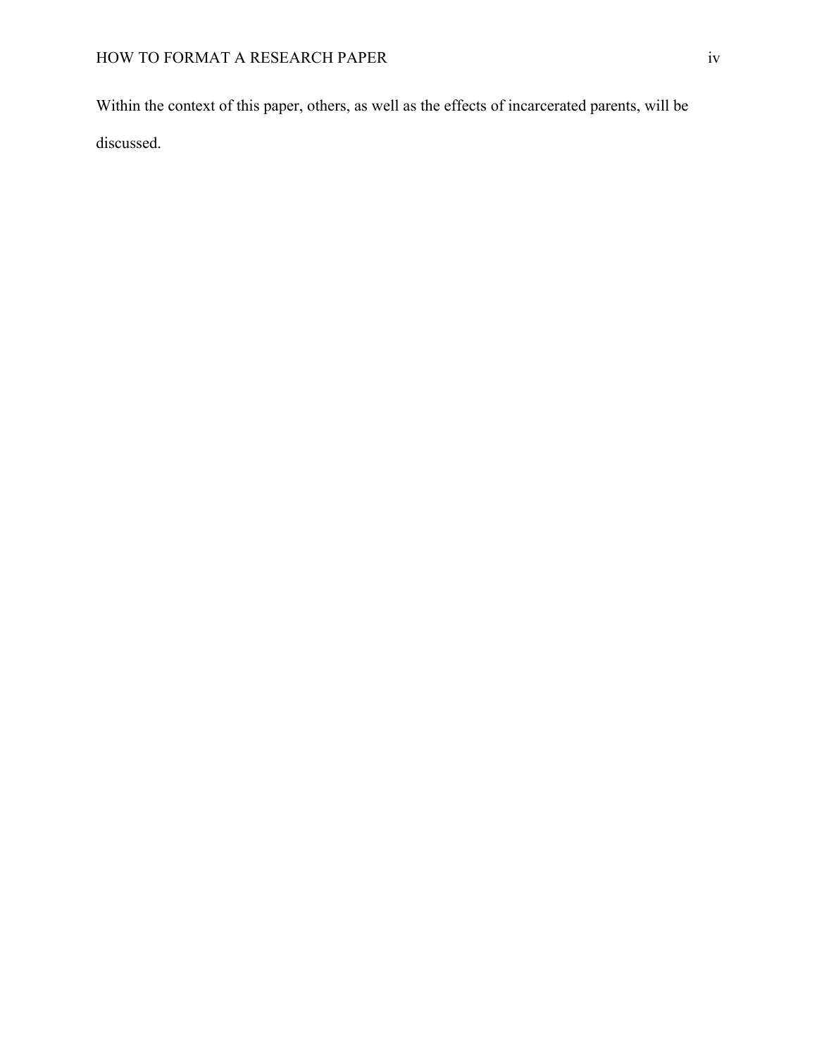Within the context of this paper, others, as well as the effects of incarcerated parents, will be discussed.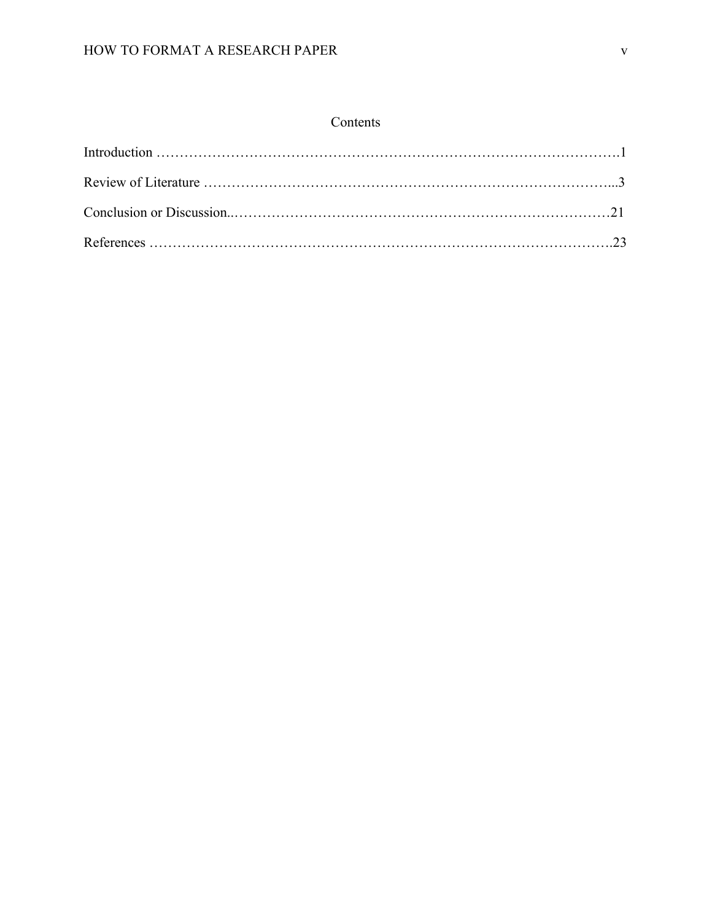# Contents

Introduction ……………………………………………………………………………………….1

Review of Literature ……………………………………………………………………………...3

Conclusion or Discussion..………………………………………………………………………21

References ……………………………………………………………………………………….23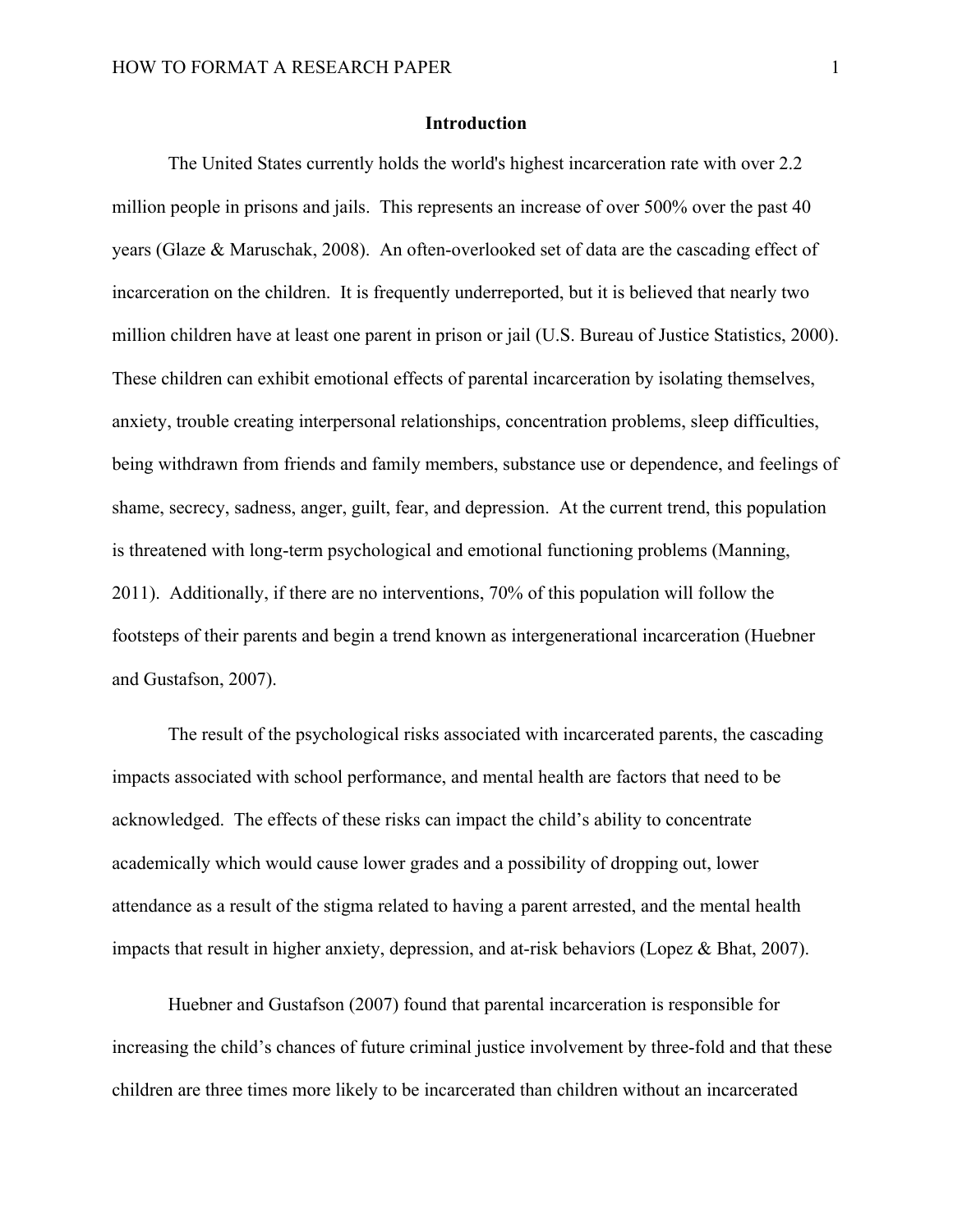# Introduction

The United States currently holds the world's highest incarceration rate with over 2.2 million people in prisons and jails. This represents an increase of over 500% over the past 40 years (Glaze & Maruschak, 2008). An often-overlooked set of data are the cascading effect of incarceration on the children. It is frequently underreported, but it is believed that nearly two million children have at least one parent in prison or jail (U.S. Bureau of Justice Statistics, 2000). These children can exhibit emotional effects of parental incarceration by isolating themselves, anxiety, trouble creating interpersonal relationships, concentration problems, sleep difficulties, being withdrawn from friends and family members, substance use or dependence, and feelings of shame, secrecy, sadness, anger, guilt, fear, and depression. At the current trend, this population is threatened with long-term psychological and emotional functioning problems (Manning, 2011). Additionally, if there are no interventions, 70% of this population will follow the footsteps of their parents and begin a trend known as intergenerational incarceration (Huebner and Gustafson, 2007).

The result of the psychological risks associated with incarcerated parents, the cascading impacts associated with school performance, and mental health are factors that need to be acknowledged. The effects of these risks can impact the child's ability to concentrate academically which would cause lower grades and a possibility of dropping out, lower attendance as a result of the stigma related to having a parent arrested, and the mental health impacts that result in higher anxiety, depression, and at-risk behaviors (Lopez & Bhat, 2007).

Huebner and Gustafson (2007) found that parental incarceration is responsible for increasing the child's chances of future criminal justice involvement by three-fold and that these children are three times more likely to be incarcerated than children without an incarcerated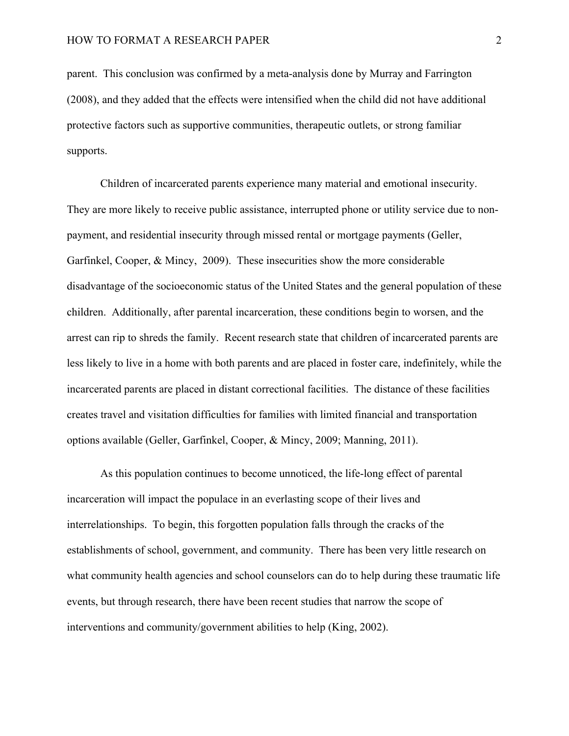parent.  This conclusion was confirmed by a meta-analysis done by Murray and Farrington (2008), and they added that the effects were intensified when the child did not have additional protective factors such as supportive communities, therapeutic outlets, or strong familiar supports.

Children of incarcerated parents experience many material and emotional insecurity. They are more likely to receive public assistance, interrupted phone or utility service due to non-payment, and residential insecurity through missed rental or mortgage payments (Geller, Garfinkel, Cooper, & Mincy,  2009).  These insecurities show the more considerable disadvantage of the socioeconomic status of the United States and the general population of these children.  Additionally, after parental incarceration, these conditions begin to worsen, and the arrest can rip to shreds the family.  Recent research state that children of incarcerated parents are less likely to live in a home with both parents and are placed in foster care, indefinitely, while the incarcerated parents are placed in distant correctional facilities.  The distance of these facilities creates travel and visitation difficulties for families with limited financial and transportation options available (Geller, Garfinkel, Cooper, & Mincy, 2009; Manning, 2011).

As this population continues to become unnoticed, the life-long effect of parental incarceration will impact the populace in an everlasting scope of their lives and interrelationships.  To begin, this forgotten population falls through the cracks of the establishments of school, government, and community.  There has been very little research on what community health agencies and school counselors can do to help during these traumatic life events, but through research, there have been recent studies that narrow the scope of interventions and community/government abilities to help (King, 2002).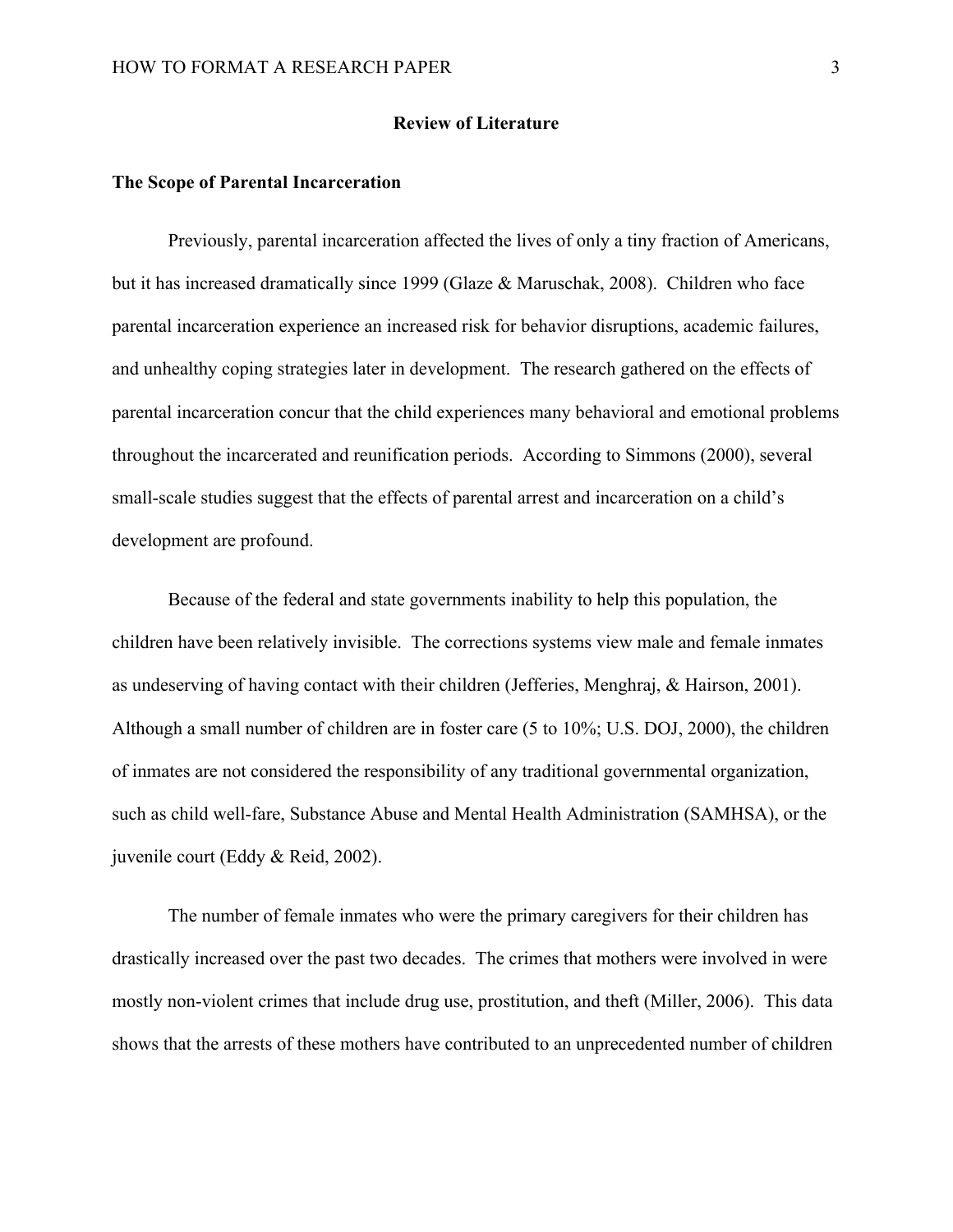# Review of Literature

## The Scope of Parental Incarceration

Previously, parental incarceration affected the lives of only a tiny fraction of Americans, but it has increased dramatically since 1999 (Glaze & Maruschak, 2008). Children who face parental incarceration experience an increased risk for behavior disruptions, academic failures, and unhealthy coping strategies later in development. The research gathered on the effects of parental incarceration concur that the child experiences many behavioral and emotional problems throughout the incarcerated and reunification periods. According to Simmons (2000), several small-scale studies suggest that the effects of parental arrest and incarceration on a child's development are profound.

Because of the federal and state governments inability to help this population, the children have been relatively invisible. The corrections systems view male and female inmates as undeserving of having contact with their children (Jefferies, Menghraj, & Hairson, 2001). Although a small number of children are in foster care (5 to 10%; U.S. DOJ, 2000), the children of inmates are not considered the responsibility of any traditional governmental organization, such as child well-fare, Substance Abuse and Mental Health Administration (SAMHSA), or the juvenile court (Eddy & Reid, 2002).

The number of female inmates who were the primary caregivers for their children has drastically increased over the past two decades. The crimes that mothers were involved in were mostly non-violent crimes that include drug use, prostitution, and theft (Miller, 2006). This data shows that the arrests of these mothers have contributed to an unprecedented number of children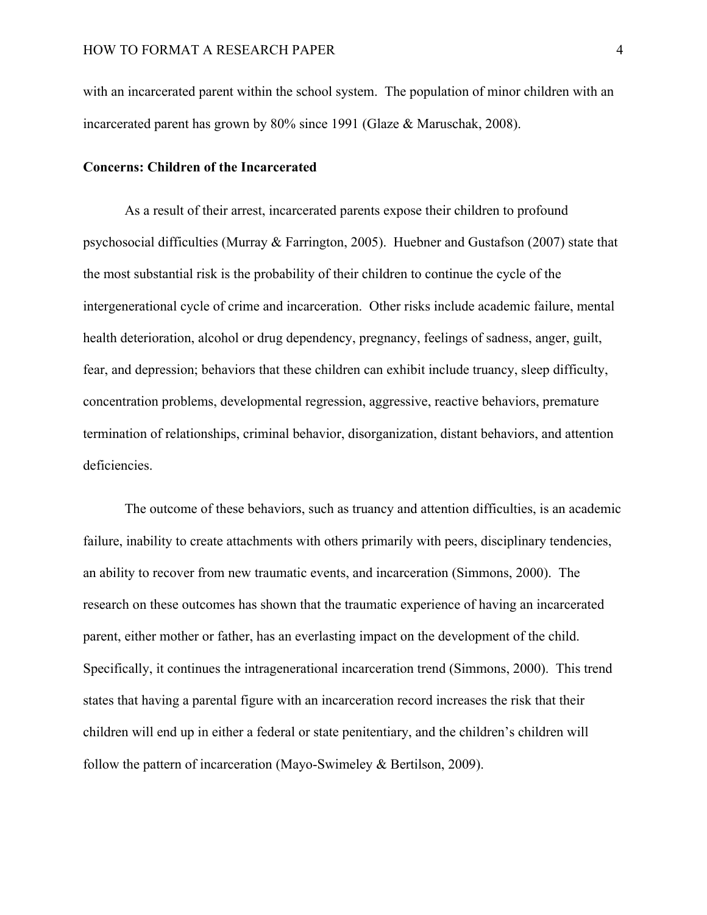with an incarcerated parent within the school system. The population of minor children with an incarcerated parent has grown by 80% since 1991 (Glaze & Maruschak, 2008).

**Concerns: Children of the Incarcerated**

As a result of their arrest, incarcerated parents expose their children to profound psychosocial difficulties (Murray & Farrington, 2005). Huebner and Gustafson (2007) state that the most substantial risk is the probability of their children to continue the cycle of the intergenerational cycle of crime and incarceration. Other risks include academic failure, mental health deterioration, alcohol or drug dependency, pregnancy, feelings of sadness, anger, guilt, fear, and depression; behaviors that these children can exhibit include truancy, sleep difficulty, concentration problems, developmental regression, aggressive, reactive behaviors, premature termination of relationships, criminal behavior, disorganization, distant behaviors, and attention deficiencies.

The outcome of these behaviors, such as truancy and attention difficulties, is an academic failure, inability to create attachments with others primarily with peers, disciplinary tendencies, an ability to recover from new traumatic events, and incarceration (Simmons, 2000). The research on these outcomes has shown that the traumatic experience of having an incarcerated parent, either mother or father, has an everlasting impact on the development of the child. Specifically, it continues the intragenerational incarceration trend (Simmons, 2000). This trend states that having a parental figure with an incarceration record increases the risk that their children will end up in either a federal or state penitentiary, and the children's children will follow the pattern of incarceration (Mayo-Swimeley & Bertilson, 2009).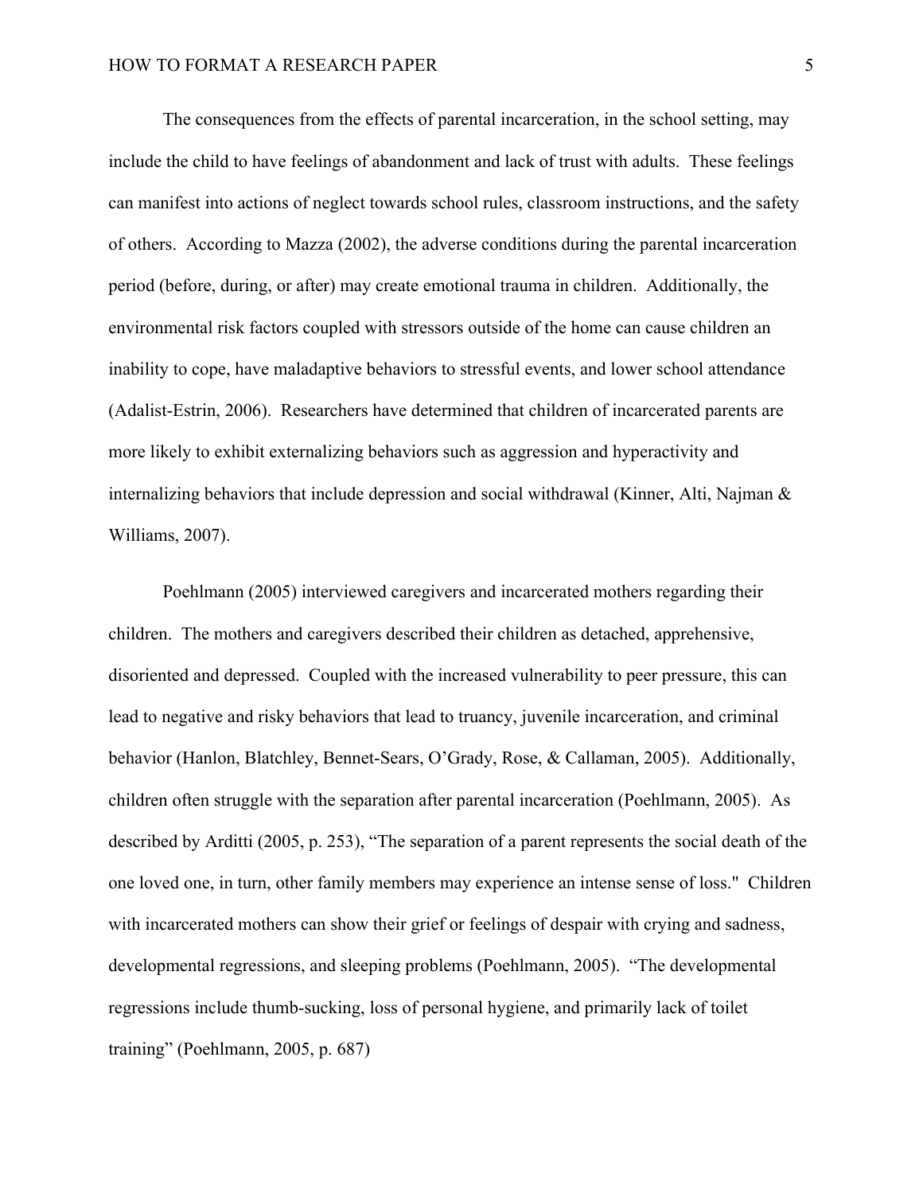The consequences from the effects of parental incarceration, in the school setting, may include the child to have feelings of abandonment and lack of trust with adults. These feelings can manifest into actions of neglect towards school rules, classroom instructions, and the safety of others. According to Mazza (2002), the adverse conditions during the parental incarceration period (before, during, or after) may create emotional trauma in children. Additionally, the environmental risk factors coupled with stressors outside of the home can cause children an inability to cope, have maladaptive behaviors to stressful events, and lower school attendance (Adalist-Estrin, 2006). Researchers have determined that children of incarcerated parents are more likely to exhibit externalizing behaviors such as aggression and hyperactivity and internalizing behaviors that include depression and social withdrawal (Kinner, Alti, Najman & Williams, 2007).

Poehlmann (2005) interviewed caregivers and incarcerated mothers regarding their children. The mothers and caregivers described their children as detached, apprehensive, disoriented and depressed. Coupled with the increased vulnerability to peer pressure, this can lead to negative and risky behaviors that lead to truancy, juvenile incarceration, and criminal behavior (Hanlon, Blatchley, Bennet-Sears, O'Grady, Rose, & Callaman, 2005). Additionally, children often struggle with the separation after parental incarceration (Poehlmann, 2005). As described by Arditti (2005, p. 253), "The separation of a parent represents the social death of the one loved one, in turn, other family members may experience an intense sense of loss." Children with incarcerated mothers can show their grief or feelings of despair with crying and sadness, developmental regressions, and sleeping problems (Poehlmann, 2005). "The developmental regressions include thumb-sucking, loss of personal hygiene, and primarily lack of toilet training" (Poehlmann, 2005, p. 687)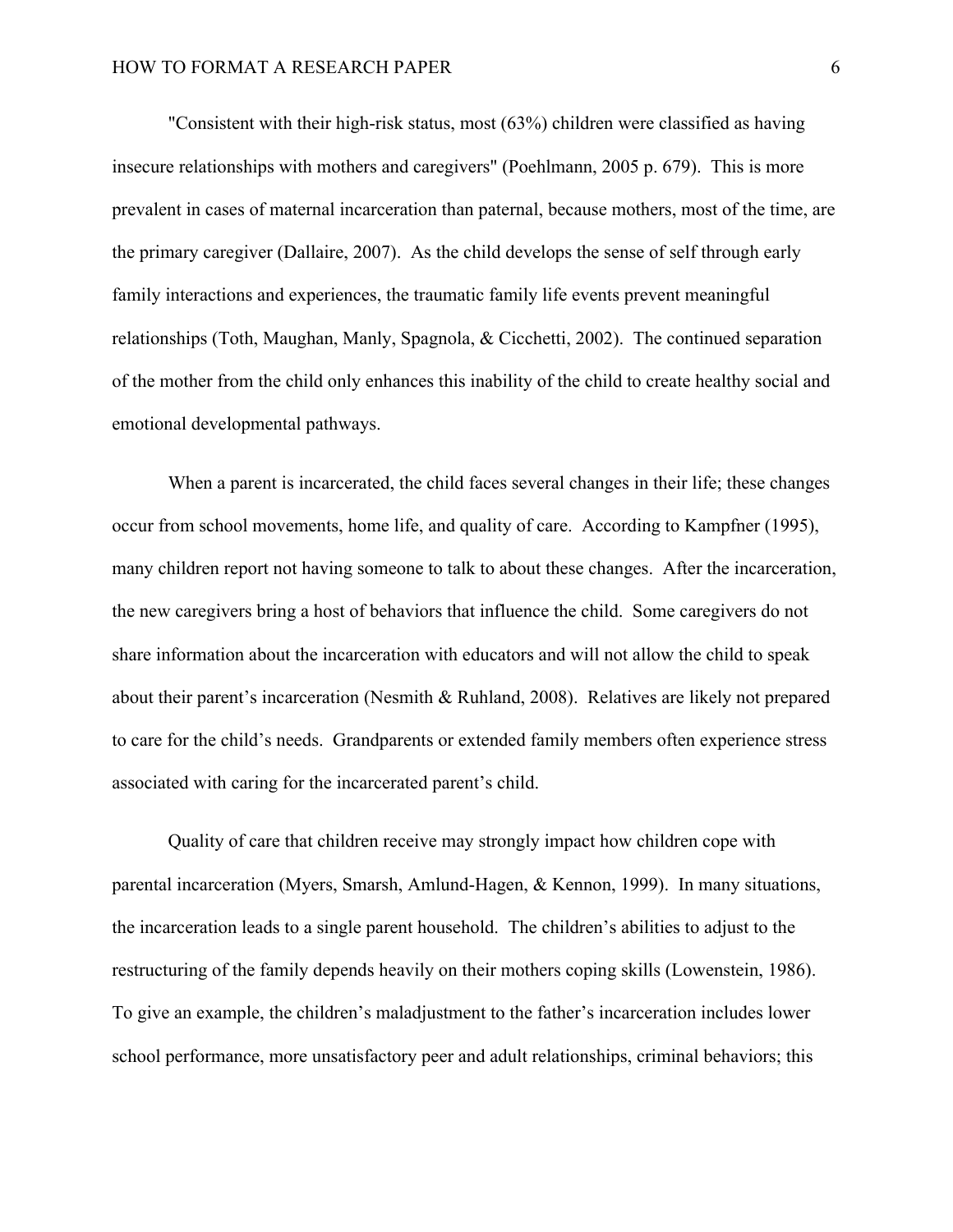"Consistent with their high-risk status, most (63%) children were classified as having insecure relationships with mothers and caregivers" (Poehlmann, 2005 p. 679). This is more prevalent in cases of maternal incarceration than paternal, because mothers, most of the time, are the primary caregiver (Dallaire, 2007). As the child develops the sense of self through early family interactions and experiences, the traumatic family life events prevent meaningful relationships (Toth, Maughan, Manly, Spagnola, & Cicchetti, 2002). The continued separation of the mother from the child only enhances this inability of the child to create healthy social and emotional developmental pathways.

When a parent is incarcerated, the child faces several changes in their life; these changes occur from school movements, home life, and quality of care. According to Kampfner (1995), many children report not having someone to talk to about these changes. After the incarceration, the new caregivers bring a host of behaviors that influence the child. Some caregivers do not share information about the incarceration with educators and will not allow the child to speak about their parent's incarceration (Nesmith & Ruhland, 2008). Relatives are likely not prepared to care for the child's needs. Grandparents or extended family members often experience stress associated with caring for the incarcerated parent's child.

Quality of care that children receive may strongly impact how children cope with parental incarceration (Myers, Smarsh, Amlund-Hagen, & Kennon, 1999). In many situations, the incarceration leads to a single parent household. The children's abilities to adjust to the restructuring of the family depends heavily on their mothers coping skills (Lowenstein, 1986). To give an example, the children's maladjustment to the father's incarceration includes lower school performance, more unsatisfactory peer and adult relationships, criminal behaviors; this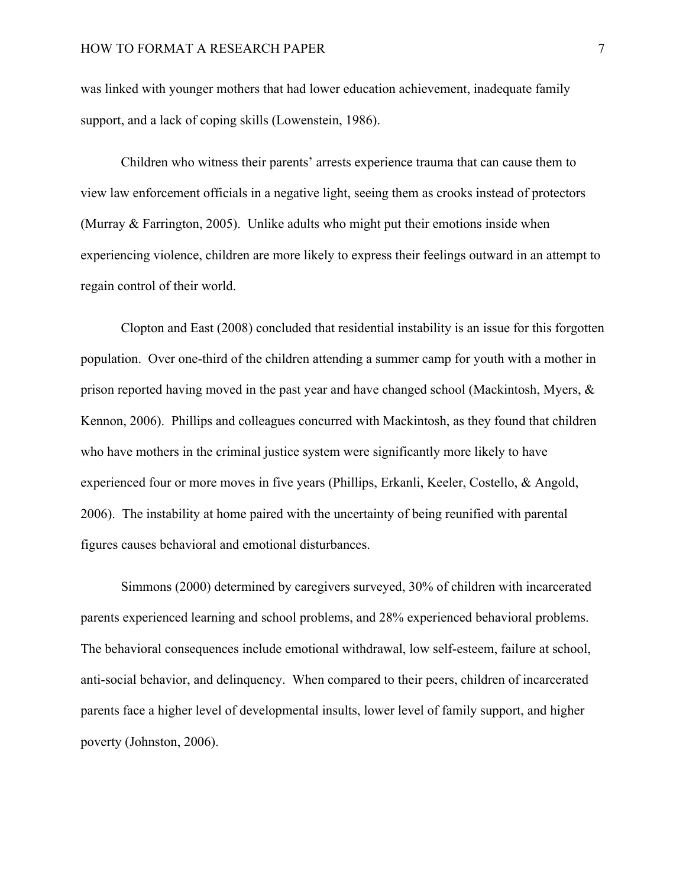was linked with younger mothers that had lower education achievement, inadequate family support, and a lack of coping skills (Lowenstein, 1986).

Children who witness their parents' arrests experience trauma that can cause them to view law enforcement officials in a negative light, seeing them as crooks instead of protectors (Murray & Farrington, 2005). Unlike adults who might put their emotions inside when experiencing violence, children are more likely to express their feelings outward in an attempt to regain control of their world.

Clopton and East (2008) concluded that residential instability is an issue for this forgotten population. Over one-third of the children attending a summer camp for youth with a mother in prison reported having moved in the past year and have changed school (Mackintosh, Myers, & Kennon, 2006). Phillips and colleagues concurred with Mackintosh, as they found that children who have mothers in the criminal justice system were significantly more likely to have experienced four or more moves in five years (Phillips, Erkanli, Keeler, Costello, & Angold, 2006). The instability at home paired with the uncertainty of being reunified with parental figures causes behavioral and emotional disturbances.

Simmons (2000) determined by caregivers surveyed, 30% of children with incarcerated parents experienced learning and school problems, and 28% experienced behavioral problems. The behavioral consequences include emotional withdrawal, low self-esteem, failure at school, anti-social behavior, and delinquency. When compared to their peers, children of incarcerated parents face a higher level of developmental insults, lower level of family support, and higher poverty (Johnston, 2006).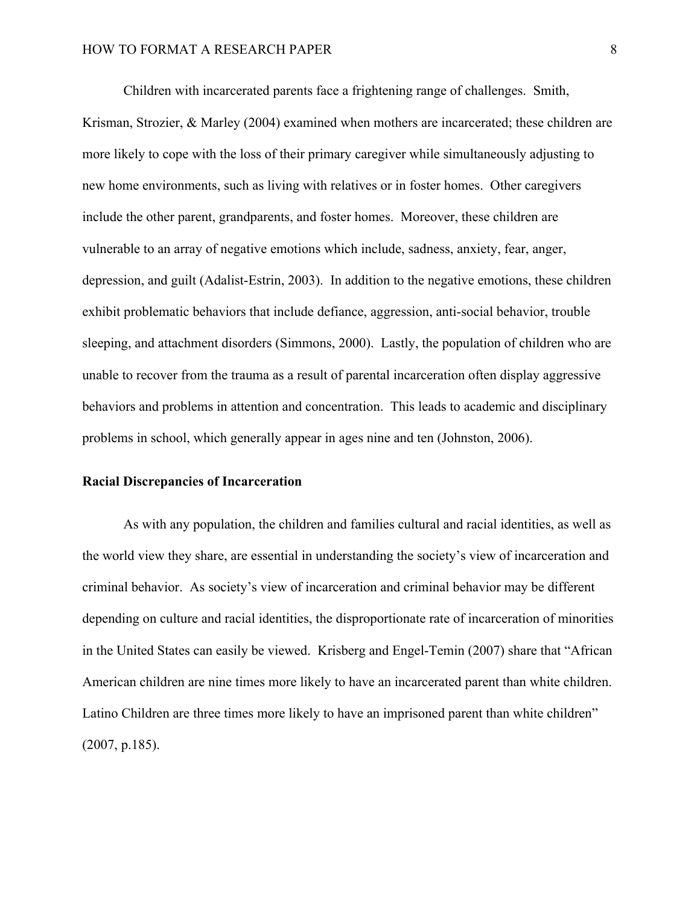Children with incarcerated parents face a frightening range of challenges. Smith, Krisman, Strozier, & Marley (2004) examined when mothers are incarcerated; these children are more likely to cope with the loss of their primary caregiver while simultaneously adjusting to new home environments, such as living with relatives or in foster homes. Other caregivers include the other parent, grandparents, and foster homes. Moreover, these children are vulnerable to an array of negative emotions which include, sadness, anxiety, fear, anger, depression, and guilt (Adalist-Estrin, 2003). In addition to the negative emotions, these children exhibit problematic behaviors that include defiance, aggression, anti-social behavior, trouble sleeping, and attachment disorders (Simmons, 2000). Lastly, the population of children who are unable to recover from the trauma as a result of parental incarceration often display aggressive behaviors and problems in attention and concentration. This leads to academic and disciplinary problems in school, which generally appear in ages nine and ten (Johnston, 2006).

**Racial Discrepancies of Incarceration**

As with any population, the children and families cultural and racial identities, as well as the world view they share, are essential in understanding the society's view of incarceration and criminal behavior. As society's view of incarceration and criminal behavior may be different depending on culture and racial identities, the disproportionate rate of incarceration of minorities in the United States can easily be viewed. Krisberg and Engel-Temin (2007) share that "African American children are nine times more likely to have an incarcerated parent than white children. Latino Children are three times more likely to have an imprisoned parent than white children" (2007, p.185).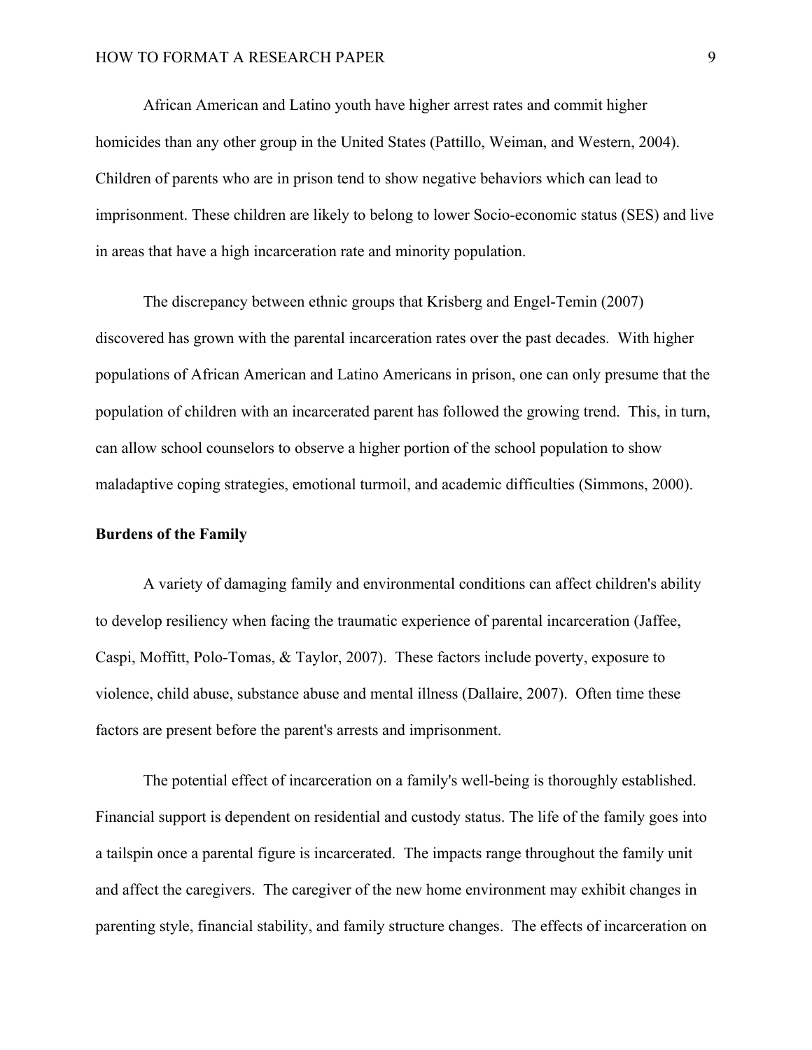African American and Latino youth have higher arrest rates and commit higher homicides than any other group in the United States (Pattillo, Weiman, and Western, 2004). Children of parents who are in prison tend to show negative behaviors which can lead to imprisonment. These children are likely to belong to lower Socio-economic status (SES) and live in areas that have a high incarceration rate and minority population.

The discrepancy between ethnic groups that Krisberg and Engel-Temin (2007) discovered has grown with the parental incarceration rates over the past decades. With higher populations of African American and Latino Americans in prison, one can only presume that the population of children with an incarcerated parent has followed the growing trend. This, in turn, can allow school counselors to observe a higher portion of the school population to show maladaptive coping strategies, emotional turmoil, and academic difficulties (Simmons, 2000).

**Burdens of the Family**

A variety of damaging family and environmental conditions can affect children's ability to develop resiliency when facing the traumatic experience of parental incarceration (Jaffee, Caspi, Moffitt, Polo-Tomas, & Taylor, 2007). These factors include poverty, exposure to violence, child abuse, substance abuse and mental illness (Dallaire, 2007). Often time these factors are present before the parent's arrests and imprisonment.

The potential effect of incarceration on a family's well-being is thoroughly established. Financial support is dependent on residential and custody status. The life of the family goes into a tailspin once a parental figure is incarcerated. The impacts range throughout the family unit and affect the caregivers. The caregiver of the new home environment may exhibit changes in parenting style, financial stability, and family structure changes. The effects of incarceration on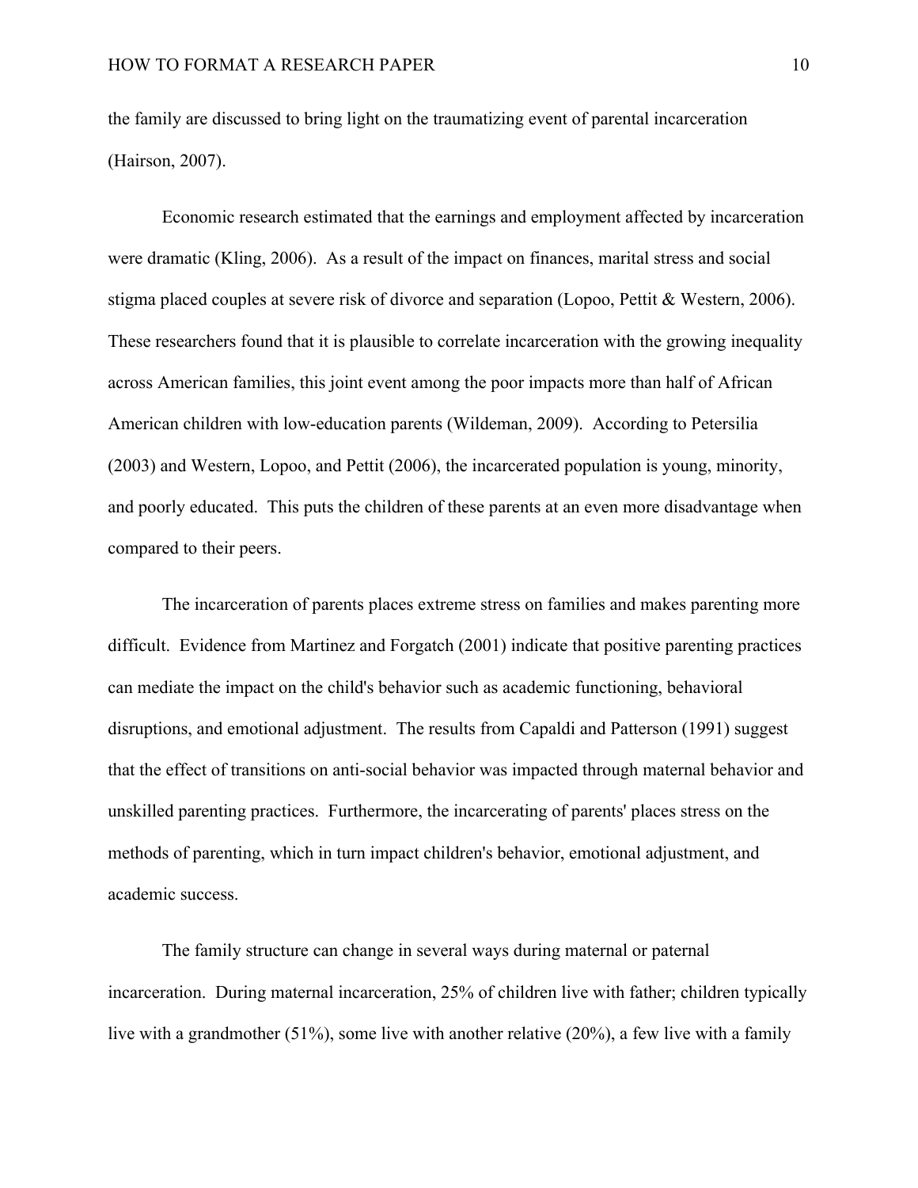the family are discussed to bring light on the traumatizing event of parental incarceration (Hairson, 2007).

Economic research estimated that the earnings and employment affected by incarceration were dramatic (Kling, 2006). As a result of the impact on finances, marital stress and social stigma placed couples at severe risk of divorce and separation (Lopoo, Pettit & Western, 2006). These researchers found that it is plausible to correlate incarceration with the growing inequality across American families, this joint event among the poor impacts more than half of African American children with low-education parents (Wildeman, 2009). According to Petersilia (2003) and Western, Lopoo, and Pettit (2006), the incarcerated population is young, minority, and poorly educated. This puts the children of these parents at an even more disadvantage when compared to their peers.

The incarceration of parents places extreme stress on families and makes parenting more difficult. Evidence from Martinez and Forgatch (2001) indicate that positive parenting practices can mediate the impact on the child's behavior such as academic functioning, behavioral disruptions, and emotional adjustment. The results from Capaldi and Patterson (1991) suggest that the effect of transitions on anti-social behavior was impacted through maternal behavior and unskilled parenting practices. Furthermore, the incarcerating of parents' places stress on the methods of parenting, which in turn impact children's behavior, emotional adjustment, and academic success.

The family structure can change in several ways during maternal or paternal incarceration. During maternal incarceration, 25% of children live with father; children typically live with a grandmother (51%), some live with another relative (20%), a few live with a family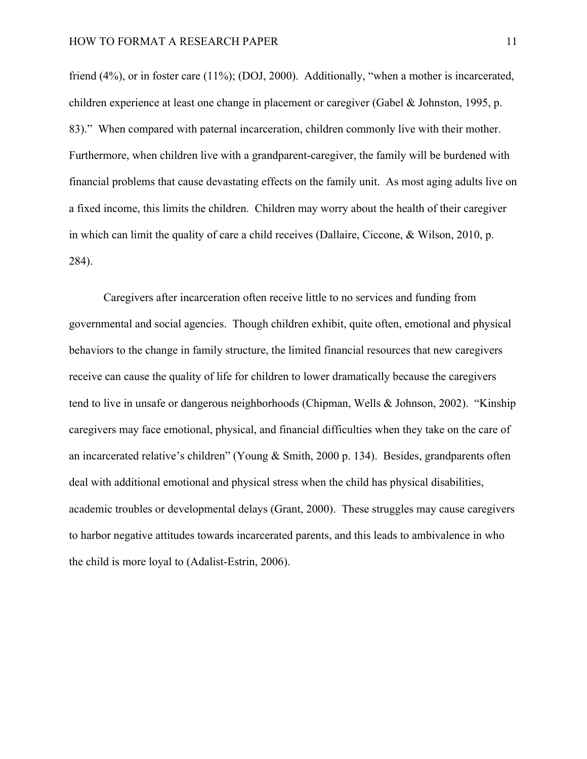friend (4%), or in foster care (11%); (DOJ, 2000). Additionally, "when a mother is incarcerated, children experience at least one change in placement or caregiver (Gabel & Johnston, 1995, p. 83)." When compared with paternal incarceration, children commonly live with their mother. Furthermore, when children live with a grandparent-caregiver, the family will be burdened with financial problems that cause devastating effects on the family unit. As most aging adults live on a fixed income, this limits the children. Children may worry about the health of their caregiver in which can limit the quality of care a child receives (Dallaire, Ciccone, & Wilson, 2010, p. 284).

Caregivers after incarceration often receive little to no services and funding from governmental and social agencies. Though children exhibit, quite often, emotional and physical behaviors to the change in family structure, the limited financial resources that new caregivers receive can cause the quality of life for children to lower dramatically because the caregivers tend to live in unsafe or dangerous neighborhoods (Chipman, Wells & Johnson, 2002). "Kinship caregivers may face emotional, physical, and financial difficulties when they take on the care of an incarcerated relative's children" (Young & Smith, 2000 p. 134). Besides, grandparents often deal with additional emotional and physical stress when the child has physical disabilities, academic troubles or developmental delays (Grant, 2000). These struggles may cause caregivers to harbor negative attitudes towards incarcerated parents, and this leads to ambivalence in who the child is more loyal to (Adalist-Estrin, 2006).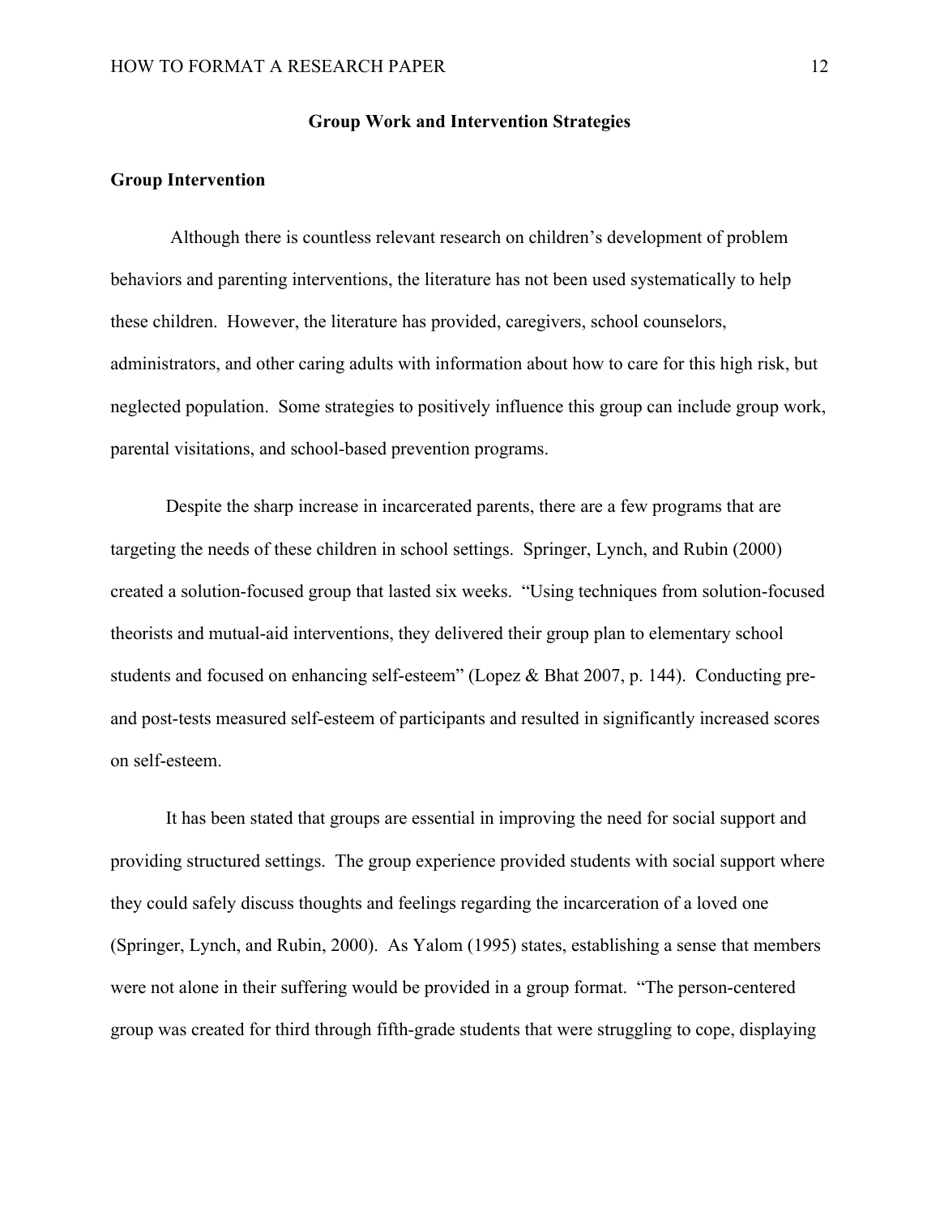## Group Work and Intervention Strategies

### Group Intervention

Although there is countless relevant research on children's development of problem behaviors and parenting interventions, the literature has not been used systematically to help these children. However, the literature has provided, caregivers, school counselors, administrators, and other caring adults with information about how to care for this high risk, but neglected population. Some strategies to positively influence this group can include group work, parental visitations, and school-based prevention programs.

Despite the sharp increase in incarcerated parents, there are a few programs that are targeting the needs of these children in school settings. Springer, Lynch, and Rubin (2000) created a solution-focused group that lasted six weeks. "Using techniques from solution-focused theorists and mutual-aid interventions, they delivered their group plan to elementary school students and focused on enhancing self-esteem" (Lopez & Bhat 2007, p. 144). Conducting pre- and post-tests measured self-esteem of participants and resulted in significantly increased scores on self-esteem.

It has been stated that groups are essential in improving the need for social support and providing structured settings. The group experience provided students with social support where they could safely discuss thoughts and feelings regarding the incarceration of a loved one (Springer, Lynch, and Rubin, 2000). As Yalom (1995) states, establishing a sense that members were not alone in their suffering would be provided in a group format. "The person-centered group was created for third through fifth-grade students that were struggling to cope, displaying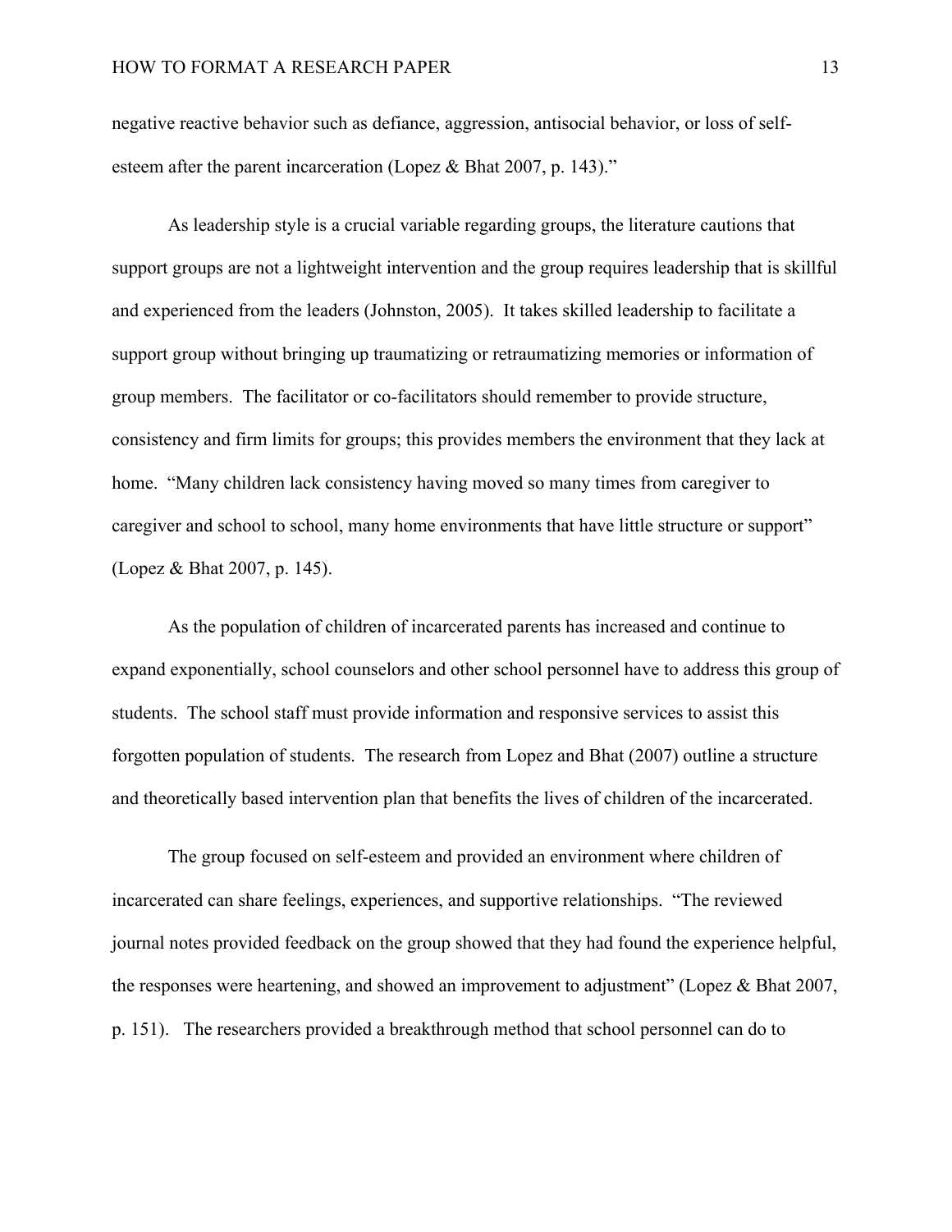negative reactive behavior such as defiance, aggression, antisocial behavior, or loss of self-esteem after the parent incarceration (Lopez & Bhat 2007, p. 143)."

As leadership style is a crucial variable regarding groups, the literature cautions that support groups are not a lightweight intervention and the group requires leadership that is skillful and experienced from the leaders (Johnston, 2005). It takes skilled leadership to facilitate a support group without bringing up traumatizing or retraumatizing memories or information of group members. The facilitator or co-facilitators should remember to provide structure, consistency and firm limits for groups; this provides members the environment that they lack at home. "Many children lack consistency having moved so many times from caregiver to caregiver and school to school, many home environments that have little structure or support" (Lopez & Bhat 2007, p. 145).

As the population of children of incarcerated parents has increased and continue to expand exponentially, school counselors and other school personnel have to address this group of students. The school staff must provide information and responsive services to assist this forgotten population of students. The research from Lopez and Bhat (2007) outline a structure and theoretically based intervention plan that benefits the lives of children of the incarcerated.

The group focused on self-esteem and provided an environment where children of incarcerated can share feelings, experiences, and supportive relationships. "The reviewed journal notes provided feedback on the group showed that they had found the experience helpful, the responses were heartening, and showed an improvement to adjustment" (Lopez & Bhat 2007, p. 151). The researchers provided a breakthrough method that school personnel can do to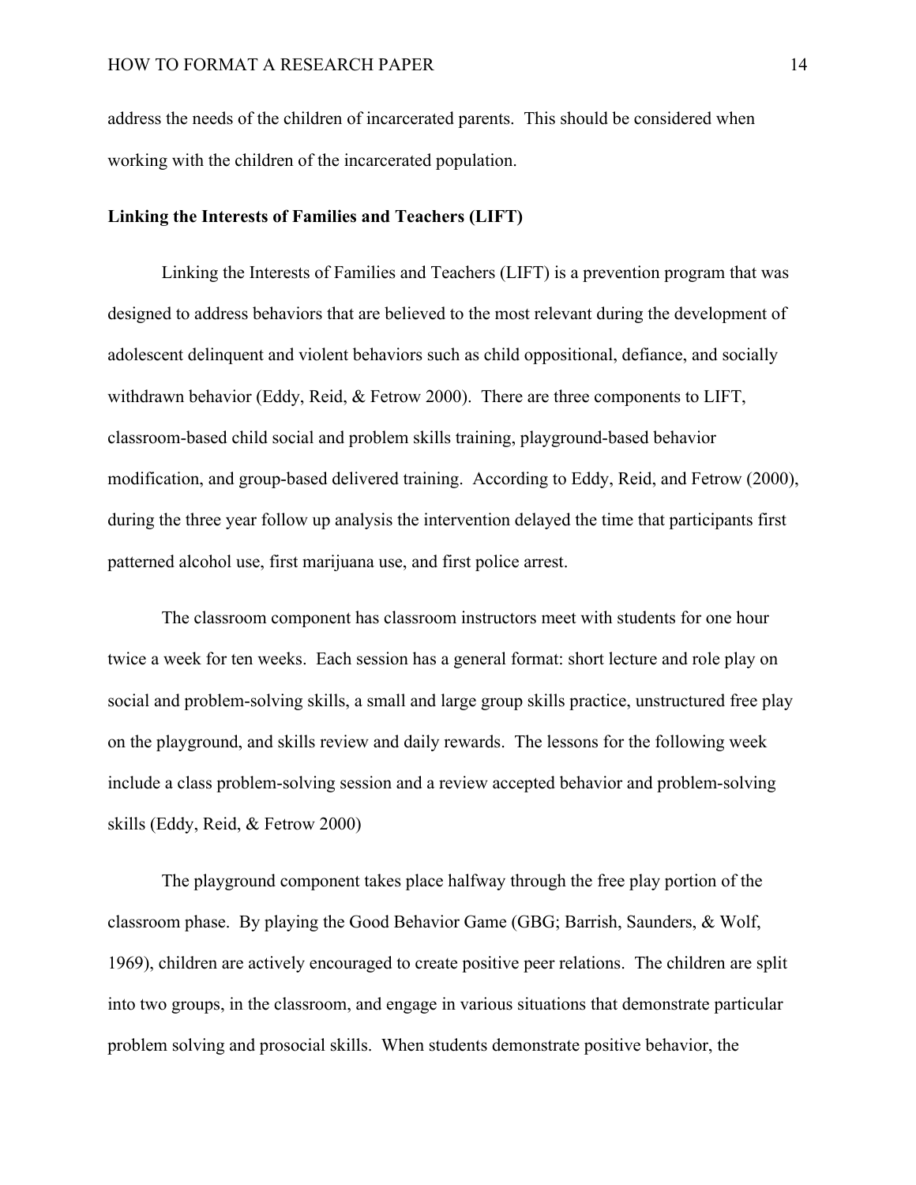address the needs of the children of incarcerated parents. This should be considered when working with the children of the incarcerated population.

**Linking the Interests of Families and Teachers (LIFT)**

Linking the Interests of Families and Teachers (LIFT) is a prevention program that was designed to address behaviors that are believed to the most relevant during the development of adolescent delinquent and violent behaviors such as child oppositional, defiance, and socially withdrawn behavior (Eddy, Reid, & Fetrow 2000). There are three components to LIFT, classroom-based child social and problem skills training, playground-based behavior modification, and group-based delivered training. According to Eddy, Reid, and Fetrow (2000), during the three year follow up analysis the intervention delayed the time that participants first patterned alcohol use, first marijuana use, and first police arrest.

The classroom component has classroom instructors meet with students for one hour twice a week for ten weeks. Each session has a general format: short lecture and role play on social and problem-solving skills, a small and large group skills practice, unstructured free play on the playground, and skills review and daily rewards. The lessons for the following week include a class problem-solving session and a review accepted behavior and problem-solving skills (Eddy, Reid, & Fetrow 2000)

The playground component takes place halfway through the free play portion of the classroom phase. By playing the Good Behavior Game (GBG; Barrish, Saunders, & Wolf, 1969), children are actively encouraged to create positive peer relations. The children are split into two groups, in the classroom, and engage in various situations that demonstrate particular problem solving and prosocial skills. When students demonstrate positive behavior, the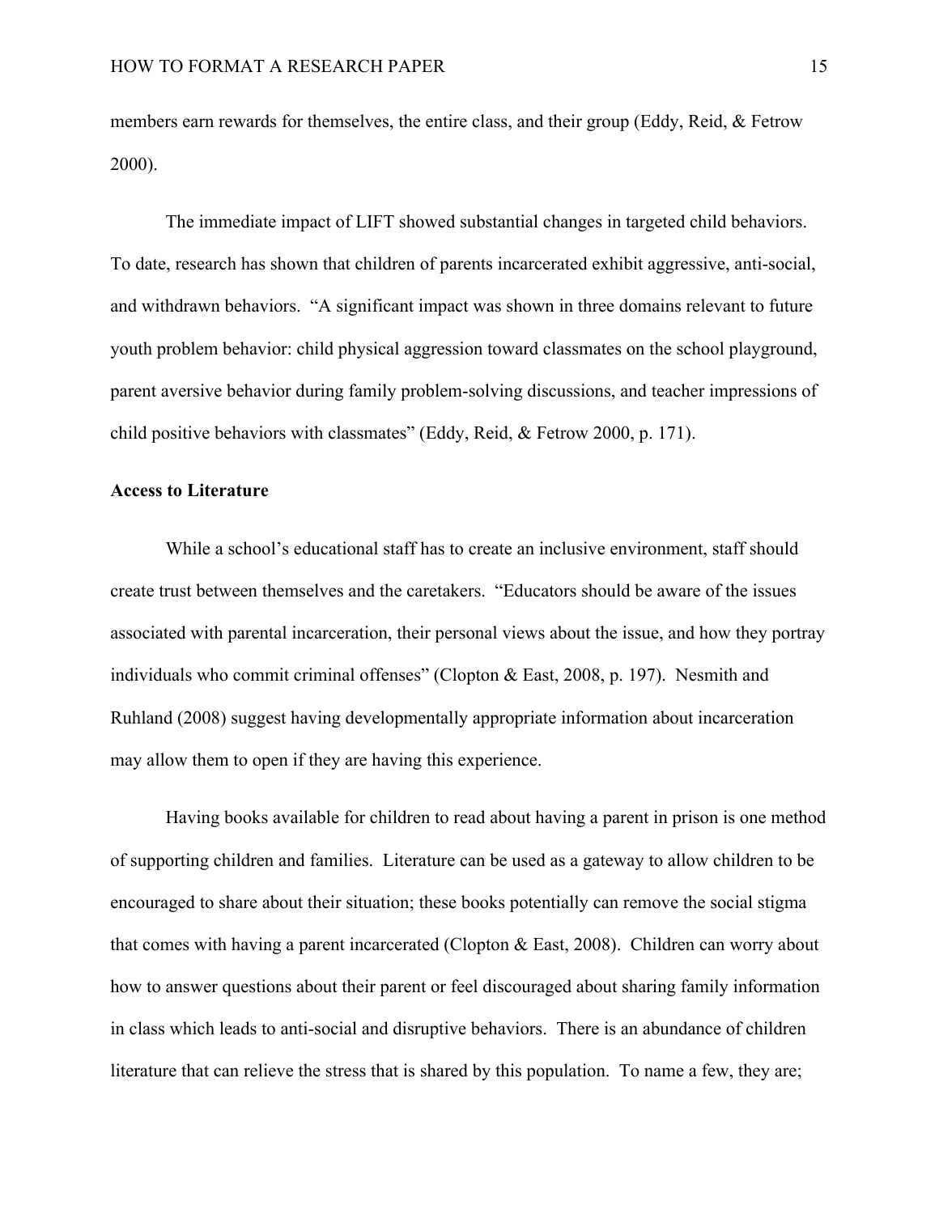members earn rewards for themselves, the entire class, and their group (Eddy, Reid, & Fetrow 2000).

The immediate impact of LIFT showed substantial changes in targeted child behaviors. To date, research has shown that children of parents incarcerated exhibit aggressive, anti-social, and withdrawn behaviors. "A significant impact was shown in three domains relevant to future youth problem behavior: child physical aggression toward classmates on the school playground, parent aversive behavior during family problem-solving discussions, and teacher impressions of child positive behaviors with classmates" (Eddy, Reid, & Fetrow 2000, p. 171).

**Access to Literature**

While a school's educational staff has to create an inclusive environment, staff should create trust between themselves and the caretakers. "Educators should be aware of the issues associated with parental incarceration, their personal views about the issue, and how they portray individuals who commit criminal offenses" (Clopton & East, 2008, p. 197). Nesmith and Ruhland (2008) suggest having developmentally appropriate information about incarceration may allow them to open if they are having this experience.

Having books available for children to read about having a parent in prison is one method of supporting children and families. Literature can be used as a gateway to allow children to be encouraged to share about their situation; these books potentially can remove the social stigma that comes with having a parent incarcerated (Clopton & East, 2008). Children can worry about how to answer questions about their parent or feel discouraged about sharing family information in class which leads to anti-social and disruptive behaviors. There is an abundance of children literature that can relieve the stress that is shared by this population. To name a few, they are;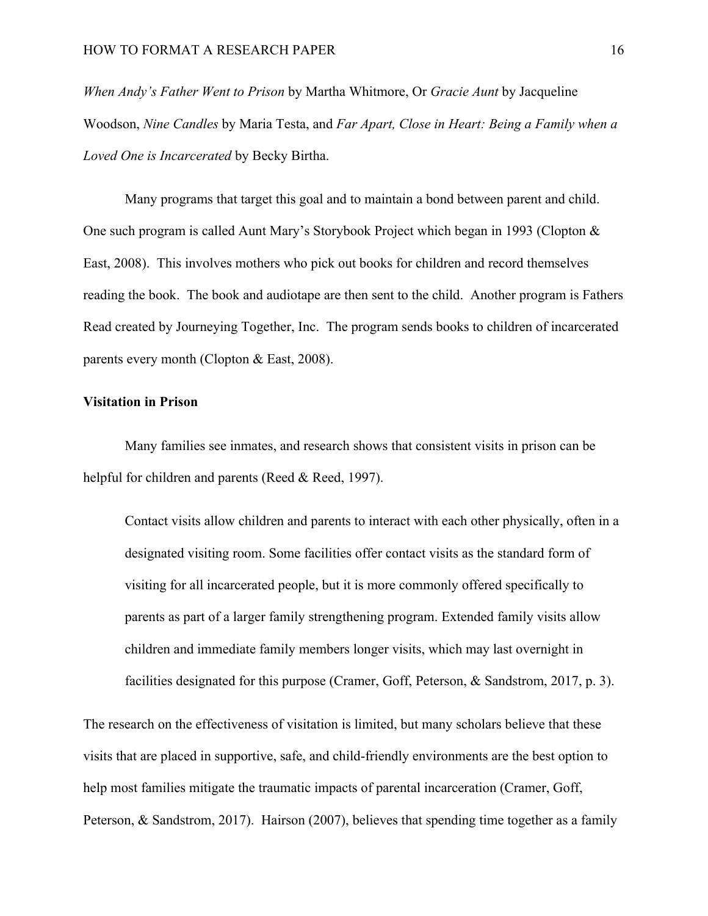*When Andy's Father Went to Prison* by Martha Whitmore, Or *Gracie Aunt* by Jacqueline Woodson, *Nine Candles* by Maria Testa, and *Far Apart, Close in Heart: Being a Family when a Loved One is Incarcerated* by Becky Birtha.

Many programs that target this goal and to maintain a bond between parent and child. One such program is called Aunt Mary's Storybook Project which began in 1993 (Clopton & East, 2008). This involves mothers who pick out books for children and record themselves reading the book. The book and audiotape are then sent to the child. Another program is Fathers Read created by Journeying Together, Inc. The program sends books to children of incarcerated parents every month (Clopton & East, 2008).

**Visitation in Prison**

Many families see inmates, and research shows that consistent visits in prison can be helpful for children and parents (Reed & Reed, 1997).

> Contact visits allow children and parents to interact with each other physically, often in a designated visiting room. Some facilities offer contact visits as the standard form of visiting for all incarcerated people, but it is more commonly offered specifically to parents as part of a larger family strengthening program. Extended family visits allow children and immediate family members longer visits, which may last overnight in facilities designated for this purpose (Cramer, Goff, Peterson, & Sandstrom, 2017, p. 3).

The research on the effectiveness of visitation is limited, but many scholars believe that these visits that are placed in supportive, safe, and child-friendly environments are the best option to help most families mitigate the traumatic impacts of parental incarceration (Cramer, Goff, Peterson, & Sandstrom, 2017). Hairson (2007), believes that spending time together as a family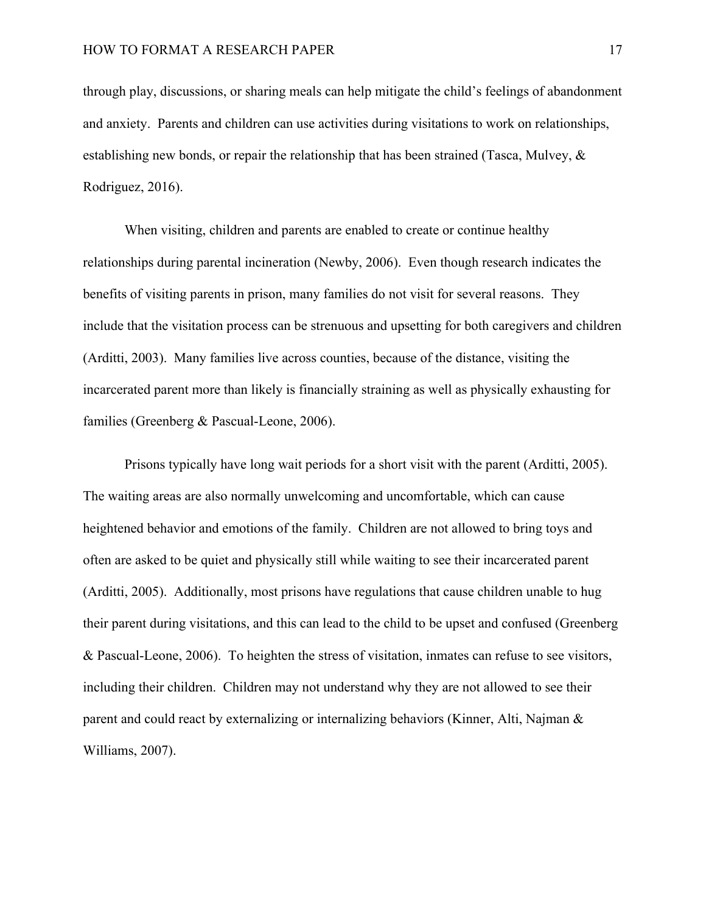through play, discussions, or sharing meals can help mitigate the child's feelings of abandonment and anxiety. Parents and children can use activities during visitations to work on relationships, establishing new bonds, or repair the relationship that has been strained (Tasca, Mulvey, & Rodriguez, 2016).

When visiting, children and parents are enabled to create or continue healthy relationships during parental incineration (Newby, 2006). Even though research indicates the benefits of visiting parents in prison, many families do not visit for several reasons. They include that the visitation process can be strenuous and upsetting for both caregivers and children (Arditti, 2003). Many families live across counties, because of the distance, visiting the incarcerated parent more than likely is financially straining as well as physically exhausting for families (Greenberg & Pascual-Leone, 2006).

Prisons typically have long wait periods for a short visit with the parent (Arditti, 2005). The waiting areas are also normally unwelcoming and uncomfortable, which can cause heightened behavior and emotions of the family. Children are not allowed to bring toys and often are asked to be quiet and physically still while waiting to see their incarcerated parent (Arditti, 2005). Additionally, most prisons have regulations that cause children unable to hug their parent during visitations, and this can lead to the child to be upset and confused (Greenberg & Pascual-Leone, 2006). To heighten the stress of visitation, inmates can refuse to see visitors, including their children. Children may not understand why they are not allowed to see their parent and could react by externalizing or internalizing behaviors (Kinner, Alti, Najman & Williams, 2007).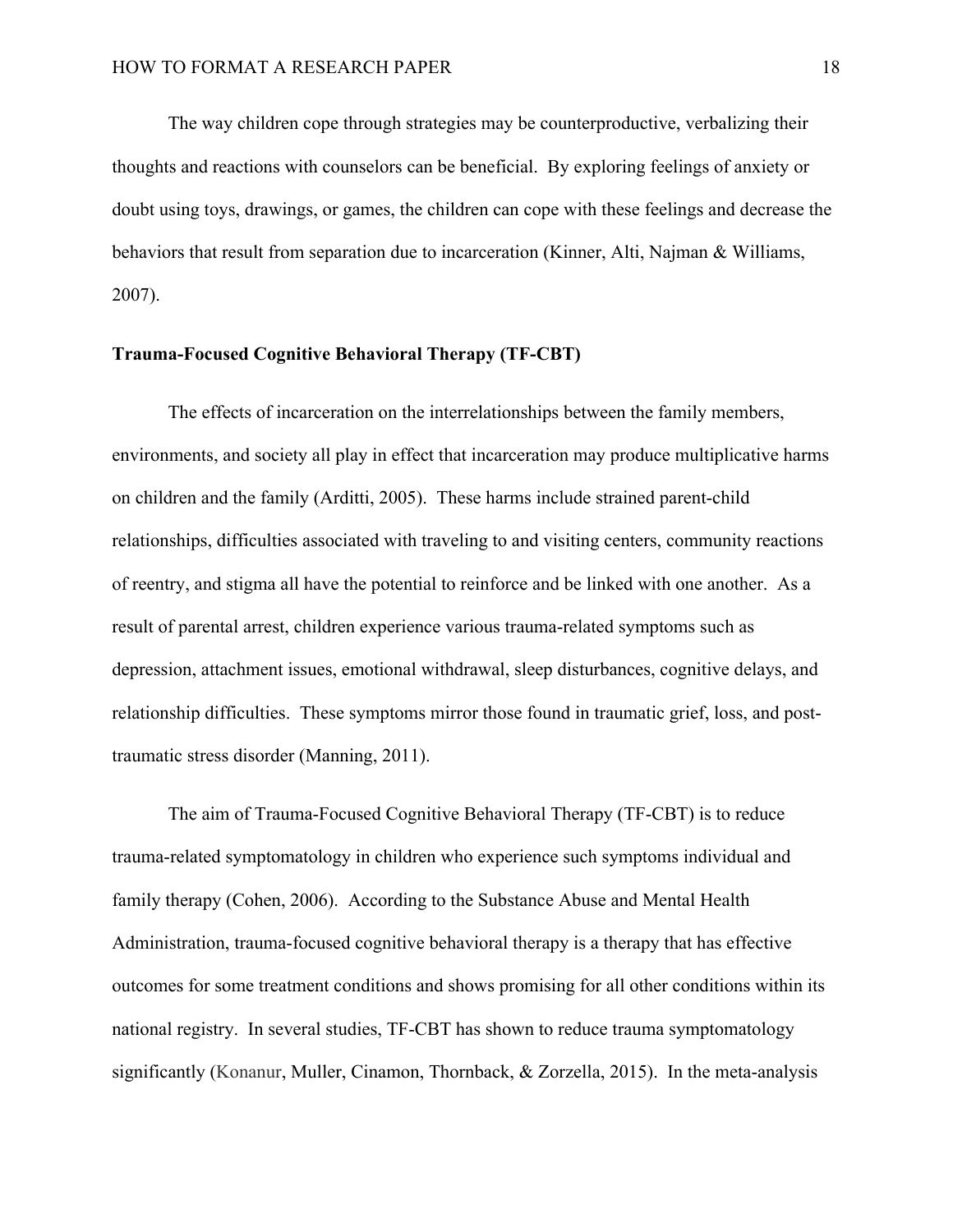The way children cope through strategies may be counterproductive, verbalizing their thoughts and reactions with counselors can be beneficial. By exploring feelings of anxiety or doubt using toys, drawings, or games, the children can cope with these feelings and decrease the behaviors that result from separation due to incarceration (Kinner, Alti, Najman & Williams, 2007).

**Trauma-Focused Cognitive Behavioral Therapy (TF-CBT)**

The effects of incarceration on the interrelationships between the family members, environments, and society all play in effect that incarceration may produce multiplicative harms on children and the family (Arditti, 2005). These harms include strained parent-child relationships, difficulties associated with traveling to and visiting centers, community reactions of reentry, and stigma all have the potential to reinforce and be linked with one another. As a result of parental arrest, children experience various trauma-related symptoms such as depression, attachment issues, emotional withdrawal, sleep disturbances, cognitive delays, and relationship difficulties. These symptoms mirror those found in traumatic grief, loss, and post-traumatic stress disorder (Manning, 2011).

The aim of Trauma-Focused Cognitive Behavioral Therapy (TF-CBT) is to reduce trauma-related symptomatology in children who experience such symptoms individual and family therapy (Cohen, 2006). According to the Substance Abuse and Mental Health Administration, trauma-focused cognitive behavioral therapy is a therapy that has effective outcomes for some treatment conditions and shows promising for all other conditions within its national registry. In several studies, TF-CBT has shown to reduce trauma symptomatology significantly (Konanur, Muller, Cinamon, Thornback, & Zorzella, 2015). In the meta-analysis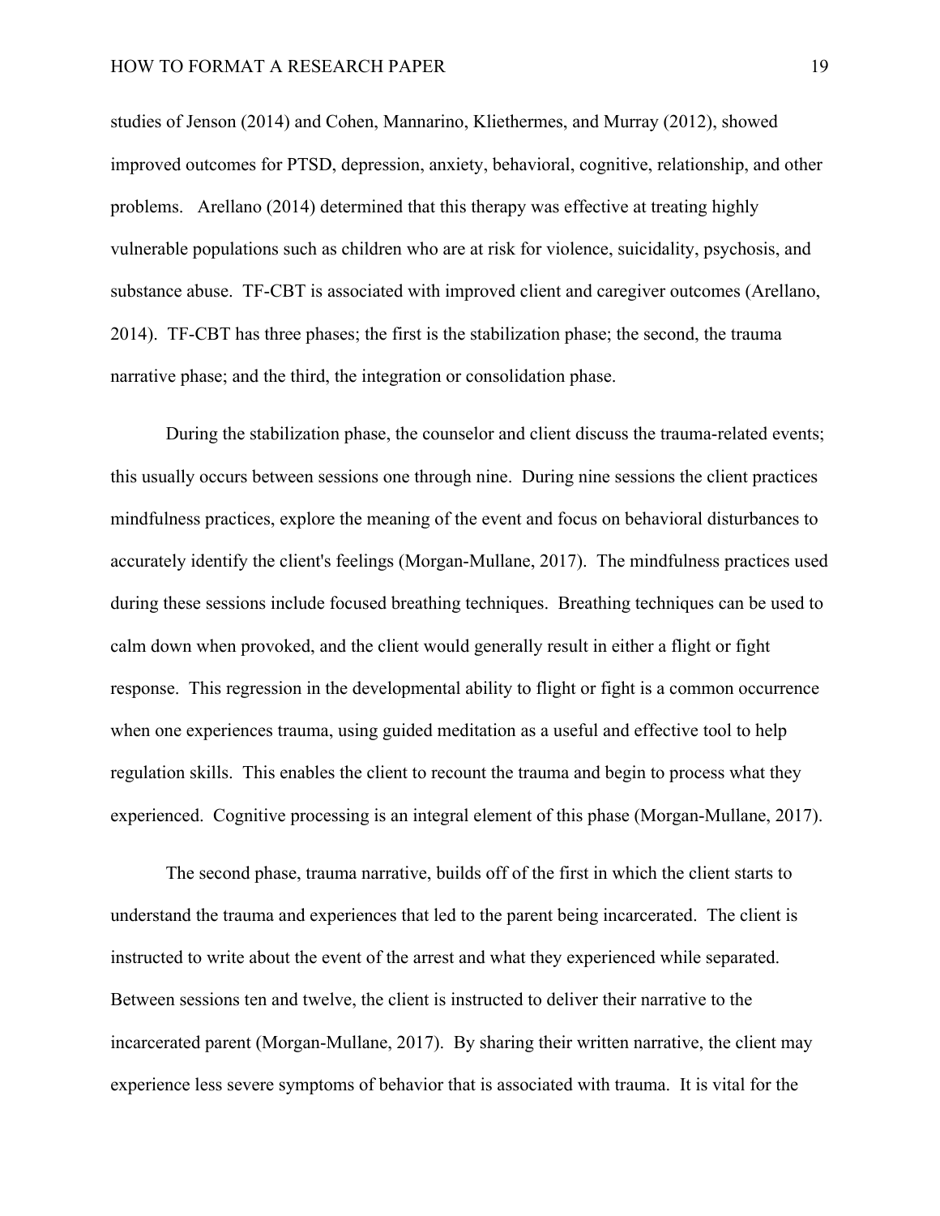studies of Jenson (2014) and Cohen, Mannarino, Kliethermes, and Murray (2012), showed improved outcomes for PTSD, depression, anxiety, behavioral, cognitive, relationship, and other problems. Arellano (2014) determined that this therapy was effective at treating highly vulnerable populations such as children who are at risk for violence, suicidality, psychosis, and substance abuse. TF-CBT is associated with improved client and caregiver outcomes (Arellano, 2014). TF-CBT has three phases; the first is the stabilization phase; the second, the trauma narrative phase; and the third, the integration or consolidation phase.

During the stabilization phase, the counselor and client discuss the trauma-related events; this usually occurs between sessions one through nine. During nine sessions the client practices mindfulness practices, explore the meaning of the event and focus on behavioral disturbances to accurately identify the client's feelings (Morgan-Mullane, 2017). The mindfulness practices used during these sessions include focused breathing techniques. Breathing techniques can be used to calm down when provoked, and the client would generally result in either a flight or fight response. This regression in the developmental ability to flight or fight is a common occurrence when one experiences trauma, using guided meditation as a useful and effective tool to help regulation skills. This enables the client to recount the trauma and begin to process what they experienced. Cognitive processing is an integral element of this phase (Morgan-Mullane, 2017).

The second phase, trauma narrative, builds off of the first in which the client starts to understand the trauma and experiences that led to the parent being incarcerated. The client is instructed to write about the event of the arrest and what they experienced while separated. Between sessions ten and twelve, the client is instructed to deliver their narrative to the incarcerated parent (Morgan-Mullane, 2017). By sharing their written narrative, the client may experience less severe symptoms of behavior that is associated with trauma. It is vital for the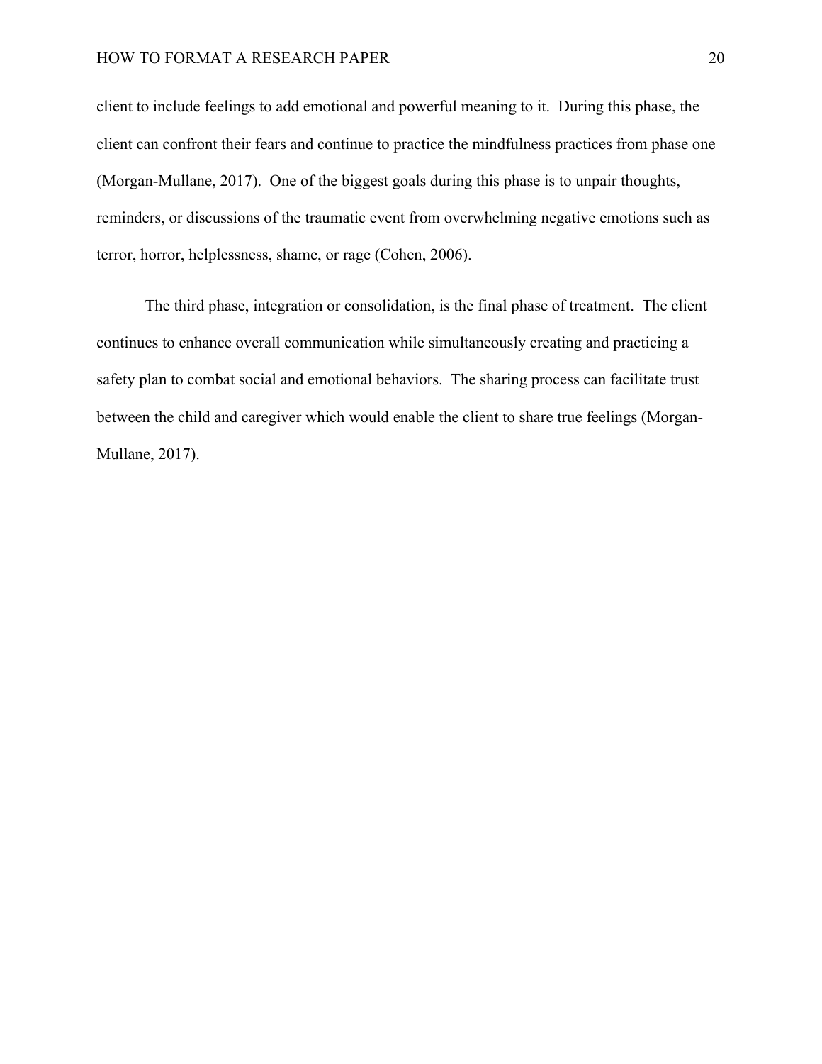client to include feelings to add emotional and powerful meaning to it. During this phase, the client can confront their fears and continue to practice the mindfulness practices from phase one (Morgan-Mullane, 2017). One of the biggest goals during this phase is to unpair thoughts, reminders, or discussions of the traumatic event from overwhelming negative emotions such as terror, horror, helplessness, shame, or rage (Cohen, 2006).

The third phase, integration or consolidation, is the final phase of treatment. The client continues to enhance overall communication while simultaneously creating and practicing a safety plan to combat social and emotional behaviors. The sharing process can facilitate trust between the child and caregiver which would enable the client to share true feelings (Morgan-Mullane, 2017).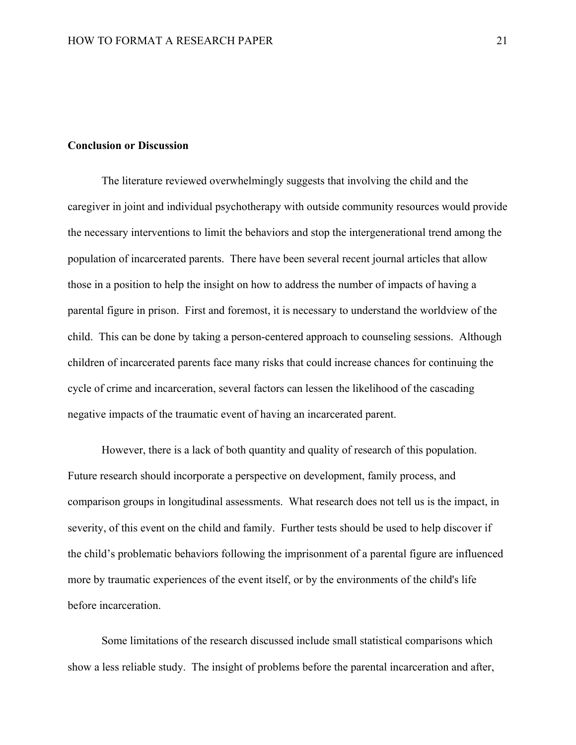**Conclusion or Discussion**

The literature reviewed overwhelmingly suggests that involving the child and the caregiver in joint and individual psychotherapy with outside community resources would provide the necessary interventions to limit the behaviors and stop the intergenerational trend among the population of incarcerated parents. There have been several recent journal articles that allow those in a position to help the insight on how to address the number of impacts of having a parental figure in prison. First and foremost, it is necessary to understand the worldview of the child. This can be done by taking a person-centered approach to counseling sessions. Although children of incarcerated parents face many risks that could increase chances for continuing the cycle of crime and incarceration, several factors can lessen the likelihood of the cascading negative impacts of the traumatic event of having an incarcerated parent.

However, there is a lack of both quantity and quality of research of this population. Future research should incorporate a perspective on development, family process, and comparison groups in longitudinal assessments. What research does not tell us is the impact, in severity, of this event on the child and family. Further tests should be used to help discover if the child's problematic behaviors following the imprisonment of a parental figure are influenced more by traumatic experiences of the event itself, or by the environments of the child's life before incarceration.

Some limitations of the research discussed include small statistical comparisons which show a less reliable study. The insight of problems before the parental incarceration and after,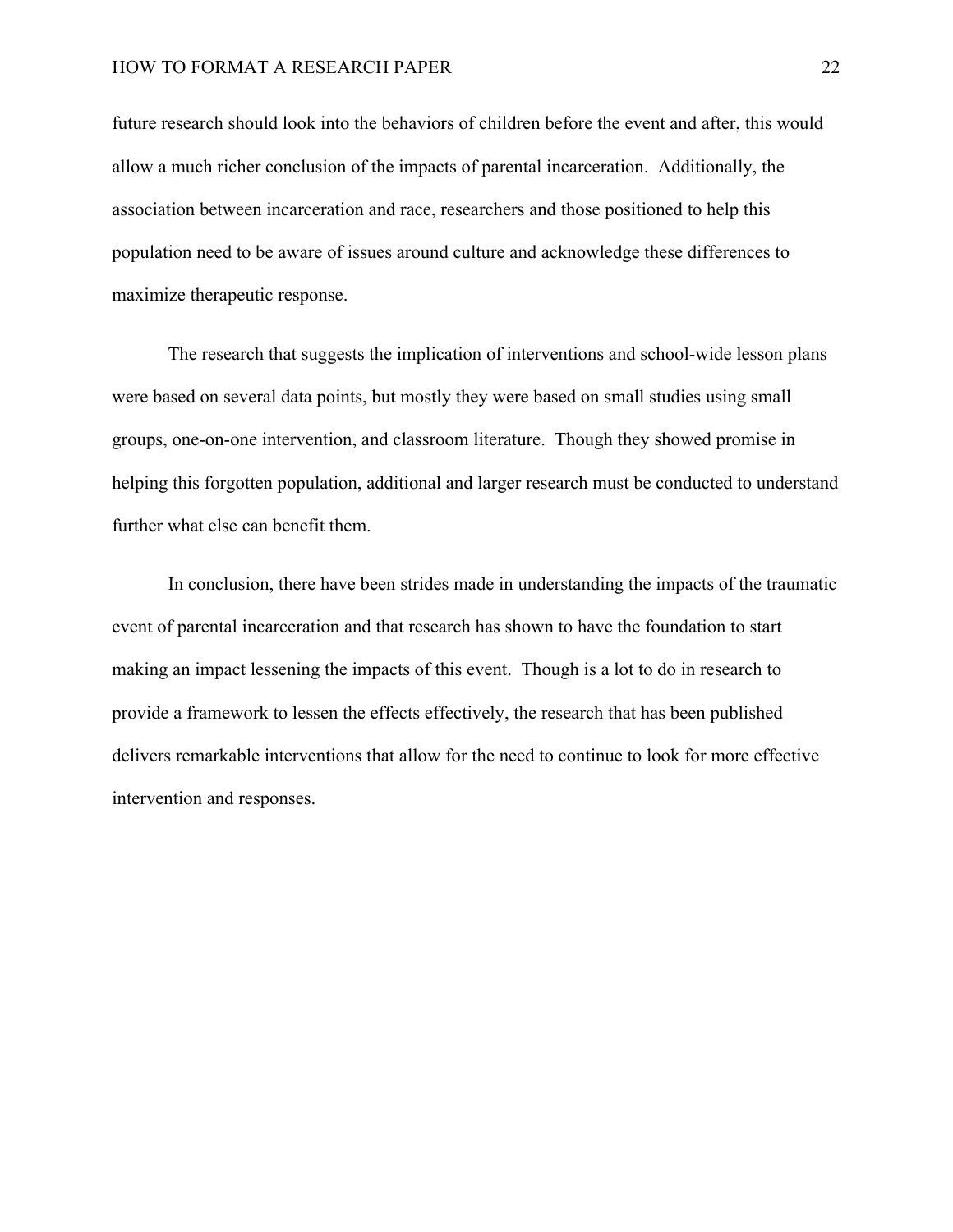future research should look into the behaviors of children before the event and after, this would allow a much richer conclusion of the impacts of parental incarceration. Additionally, the association between incarceration and race, researchers and those positioned to help this population need to be aware of issues around culture and acknowledge these differences to maximize therapeutic response.

The research that suggests the implication of interventions and school-wide lesson plans were based on several data points, but mostly they were based on small studies using small groups, one-on-one intervention, and classroom literature. Though they showed promise in helping this forgotten population, additional and larger research must be conducted to understand further what else can benefit them.

In conclusion, there have been strides made in understanding the impacts of the traumatic event of parental incarceration and that research has shown to have the foundation to start making an impact lessening the impacts of this event. Though is a lot to do in research to provide a framework to lessen the effects effectively, the research that has been published delivers remarkable interventions that allow for the need to continue to look for more effective intervention and responses.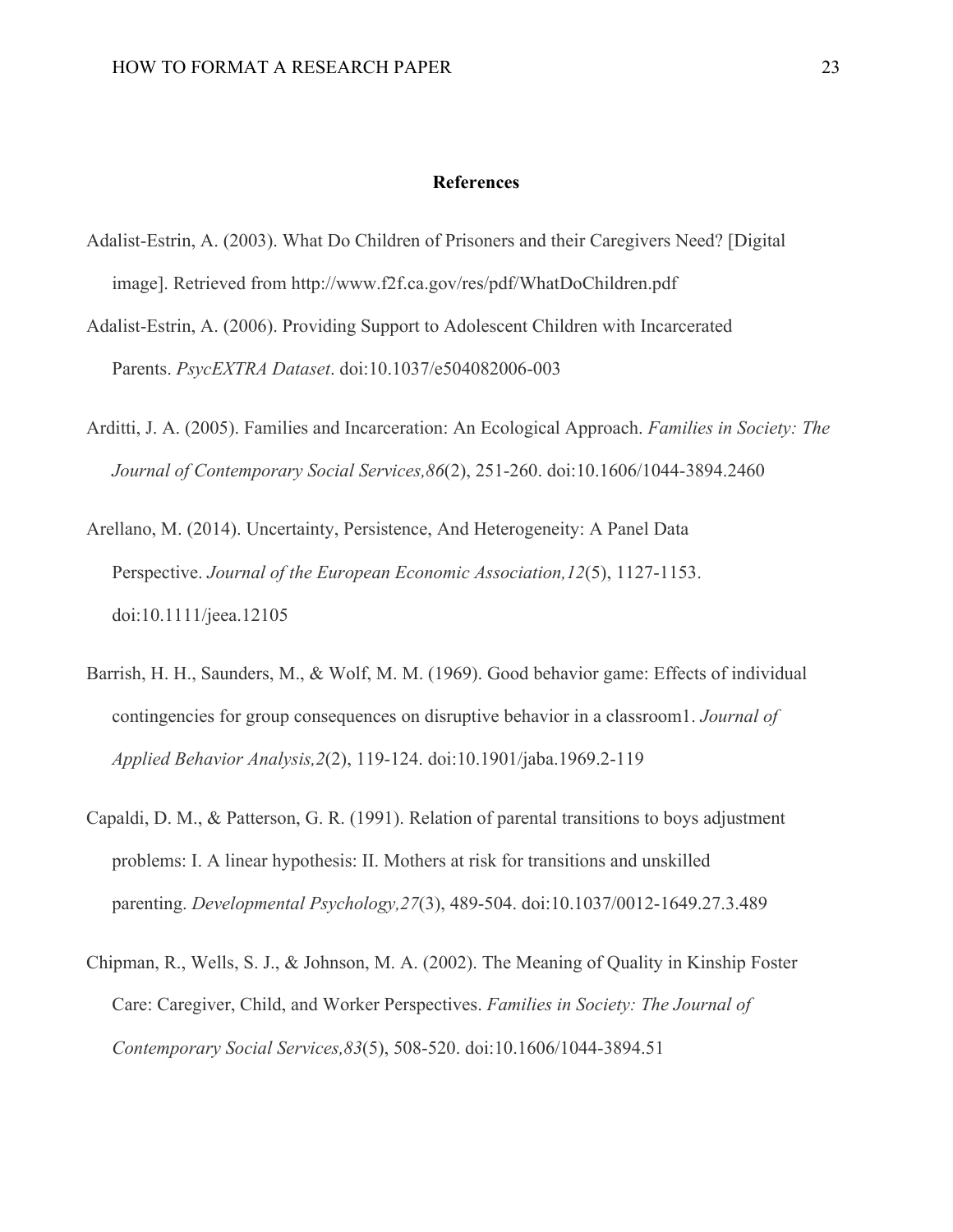# References

Adalist-Estrin, A. (2003). What Do Children of Prisoners and their Caregivers Need? [Digital image]. Retrieved from http://www.f2f.ca.gov/res/pdf/WhatDoChildren.pdf

Adalist-Estrin, A. (2006). Providing Support to Adolescent Children with Incarcerated Parents. *PsycEXTRA Dataset*. doi:10.1037/e504082006-003

Arditti, J. A. (2005). Families and Incarceration: An Ecological Approach. *Families in Society: The Journal of Contemporary Social Services,86*(2), 251-260. doi:10.1606/1044-3894.2460

Arellano, M. (2014). Uncertainty, Persistence, And Heterogeneity: A Panel Data Perspective. *Journal of the European Economic Association,12*(5), 1127-1153. doi:10.1111/jeea.12105

Barrish, H. H., Saunders, M., & Wolf, M. M. (1969). Good behavior game: Effects of individual contingencies for group consequences on disruptive behavior in a classroom1. *Journal of Applied Behavior Analysis,2*(2), 119-124. doi:10.1901/jaba.1969.2-119

Capaldi, D. M., & Patterson, G. R. (1991). Relation of parental transitions to boys adjustment problems: I. A linear hypothesis: II. Mothers at risk for transitions and unskilled parenting. *Developmental Psychology,27*(3), 489-504. doi:10.1037/0012-1649.27.3.489

Chipman, R., Wells, S. J., & Johnson, M. A. (2002). The Meaning of Quality in Kinship Foster Care: Caregiver, Child, and Worker Perspectives. *Families in Society: The Journal of Contemporary Social Services,83*(5), 508-520. doi:10.1606/1044-3894.51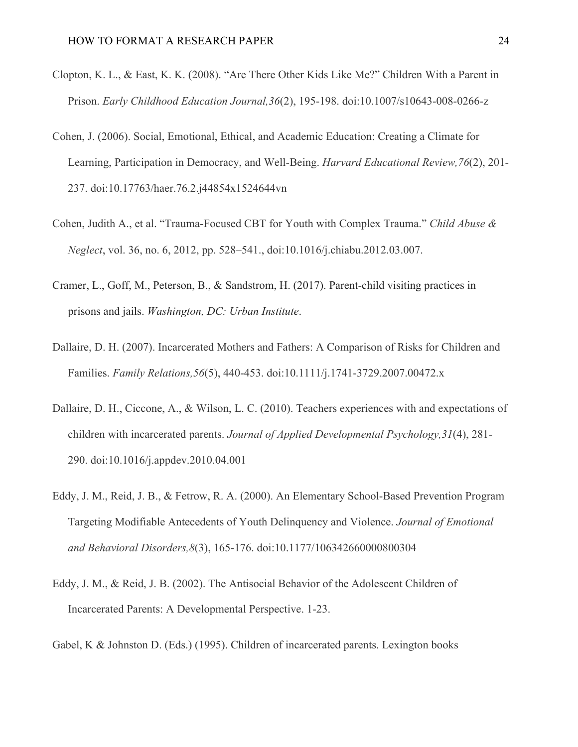Clopton, K. L., & East, K. K. (2008). “Are There Other Kids Like Me?” Children With a Parent in Prison. *Early Childhood Education Journal,36*(2), 195-198. doi:10.1007/s10643-008-0266-z

Cohen, J. (2006). Social, Emotional, Ethical, and Academic Education: Creating a Climate for Learning, Participation in Democracy, and Well-Being. *Harvard Educational Review,76*(2), 201-237. doi:10.17763/haer.76.2.j44854x1524644vn

Cohen, Judith A., et al. “Trauma-Focused CBT for Youth with Complex Trauma.” *Child Abuse & Neglect*, vol. 36, no. 6, 2012, pp. 528–541., doi:10.1016/j.chiabu.2012.03.007.

Cramer, L., Goff, M., Peterson, B., & Sandstrom, H. (2017). Parent-child visiting practices in prisons and jails. *Washington, DC: Urban Institute*.

Dallaire, D. H. (2007). Incarcerated Mothers and Fathers: A Comparison of Risks for Children and Families. *Family Relations,56*(5), 440-453. doi:10.1111/j.1741-3729.2007.00472.x

Dallaire, D. H., Ciccone, A., & Wilson, L. C. (2010). Teachers experiences with and expectations of children with incarcerated parents. *Journal of Applied Developmental Psychology,31*(4), 281-290. doi:10.1016/j.appdev.2010.04.001

Eddy, J. M., Reid, J. B., & Fetrow, R. A. (2000). An Elementary School-Based Prevention Program Targeting Modifiable Antecedents of Youth Delinquency and Violence. *Journal of Emotional and Behavioral Disorders,8*(3), 165-176. doi:10.1177/106342660000800304

Eddy, J. M., & Reid, J. B. (2002). The Antisocial Behavior of the Adolescent Children of Incarcerated Parents: A Developmental Perspective. 1-23.

Gabel, K & Johnston D. (Eds.) (1995). Children of incarcerated parents. Lexington books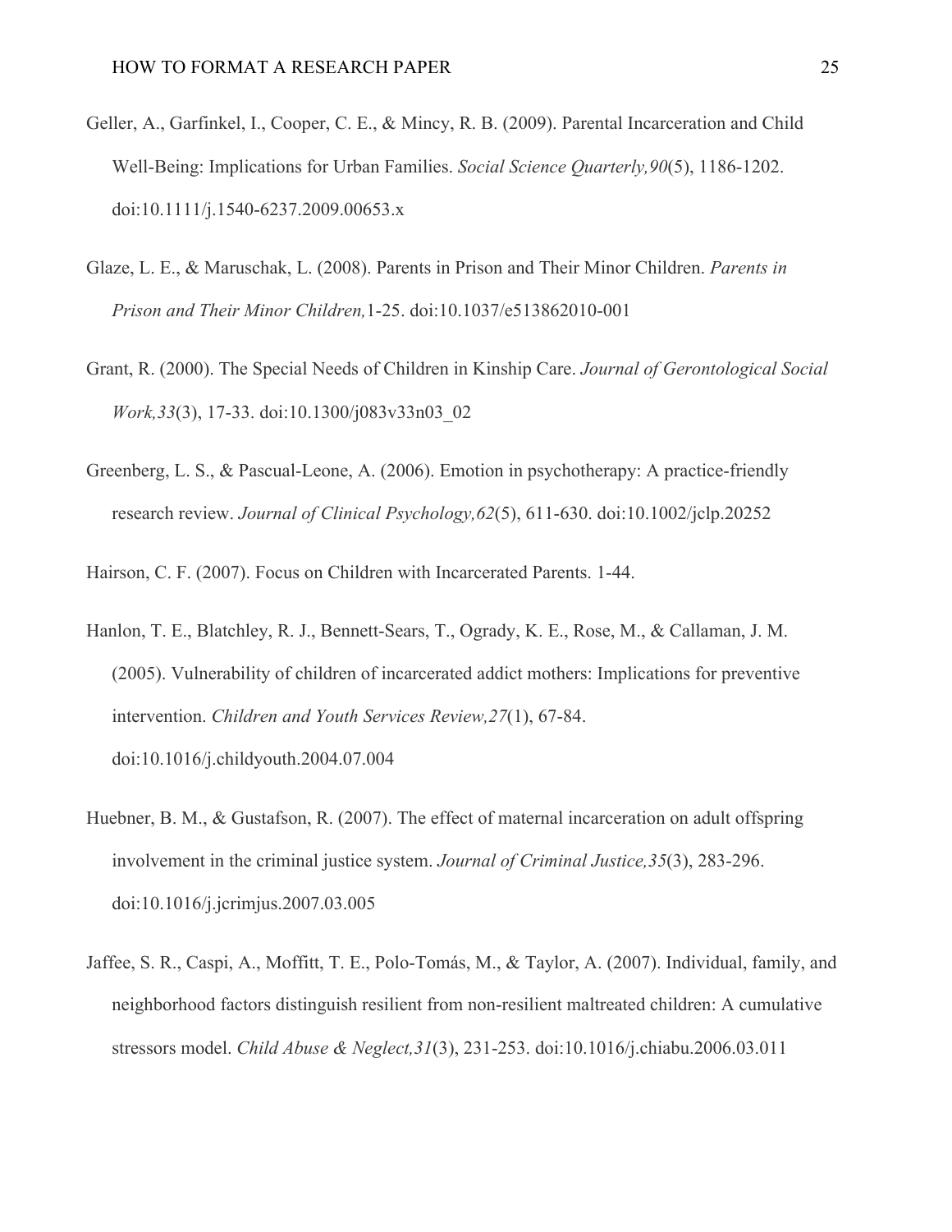Geller, A., Garfinkel, I., Cooper, C. E., & Mincy, R. B. (2009). Parental Incarceration and Child Well-Being: Implications for Urban Families. *Social Science Quarterly,90*(5), 1186-1202. doi:10.1111/j.1540-6237.2009.00653.x

Glaze, L. E., & Maruschak, L. (2008). Parents in Prison and Their Minor Children. *Parents in Prison and Their Minor Children,*1-25. doi:10.1037/e513862010-001

Grant, R. (2000). The Special Needs of Children in Kinship Care. *Journal of Gerontological Social Work,33*(3), 17-33. doi:10.1300/j083v33n03_02

Greenberg, L. S., & Pascual-Leone, A. (2006). Emotion in psychotherapy: A practice-friendly research review. *Journal of Clinical Psychology,62*(5), 611-630. doi:10.1002/jclp.20252

Hairson, C. F. (2007). Focus on Children with Incarcerated Parents. 1-44.

Hanlon, T. E., Blatchley, R. J., Bennett-Sears, T., Ogrady, K. E., Rose, M., & Callaman, J. M. (2005). Vulnerability of children of incarcerated addict mothers: Implications for preventive intervention. *Children and Youth Services Review,27*(1), 67-84. doi:10.1016/j.childyouth.2004.07.004

Huebner, B. M., & Gustafson, R. (2007). The effect of maternal incarceration on adult offspring involvement in the criminal justice system. *Journal of Criminal Justice,35*(3), 283-296. doi:10.1016/j.jcrimjus.2007.03.005

Jaffee, S. R., Caspi, A., Moffitt, T. E., Polo-Tomás, M., & Taylor, A. (2007). Individual, family, and neighborhood factors distinguish resilient from non-resilient maltreated children: A cumulative stressors model. *Child Abuse & Neglect,31*(3), 231-253. doi:10.1016/j.chiabu.2006.03.011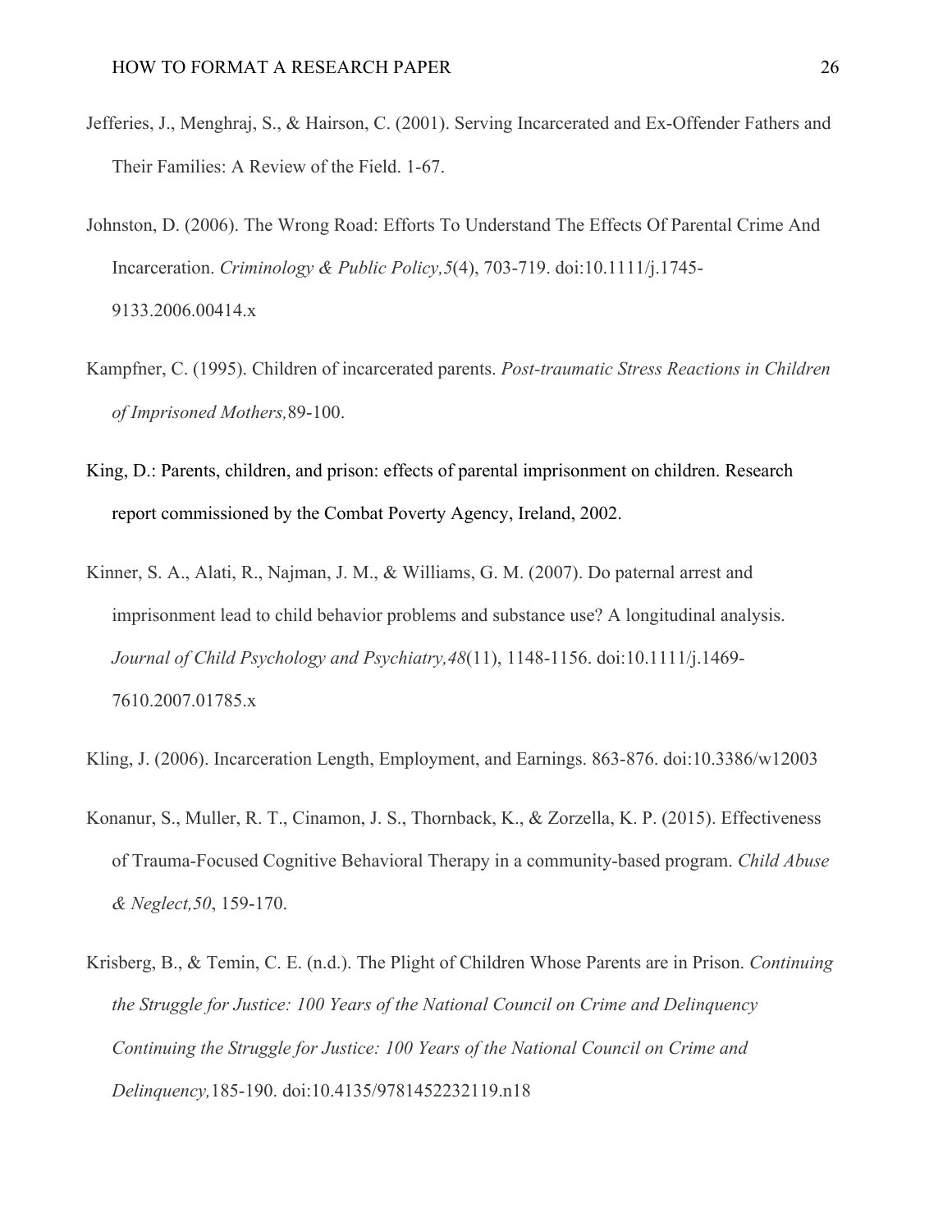Jefferies, J., Menghraj, S., & Hairson, C. (2001). Serving Incarcerated and Ex-Offender Fathers and Their Families: A Review of the Field. 1-67.

Johnston, D. (2006). The Wrong Road: Efforts To Understand The Effects Of Parental Crime And Incarceration. *Criminology & Public Policy,5*(4), 703-719. doi:10.1111/j.1745-9133.2006.00414.x

Kampfner, C. (1995). Children of incarcerated parents. *Post-traumatic Stress Reactions in Children of Imprisoned Mothers,*89-100.

King, D.: Parents, children, and prison: effects of parental imprisonment on children. Research report commissioned by the Combat Poverty Agency, Ireland, 2002.

Kinner, S. A., Alati, R., Najman, J. M., & Williams, G. M. (2007). Do paternal arrest and imprisonment lead to child behavior problems and substance use? A longitudinal analysis. *Journal of Child Psychology and Psychiatry,48*(11), 1148-1156. doi:10.1111/j.1469-7610.2007.01785.x

Kling, J. (2006). Incarceration Length, Employment, and Earnings. 863-876. doi:10.3386/w12003

Konanur, S., Muller, R. T., Cinamon, J. S., Thornback, K., & Zorzella, K. P. (2015). Effectiveness of Trauma-Focused Cognitive Behavioral Therapy in a community-based program. *Child Abuse & Neglect,50*, 159-170.

Krisberg, B., & Temin, C. E. (n.d.). The Plight of Children Whose Parents are in Prison. *Continuing the Struggle for Justice: 100 Years of the National Council on Crime and Delinquency Continuing the Struggle for Justice: 100 Years of the National Council on Crime and Delinquency,*185-190. doi:10.4135/9781452232119.n18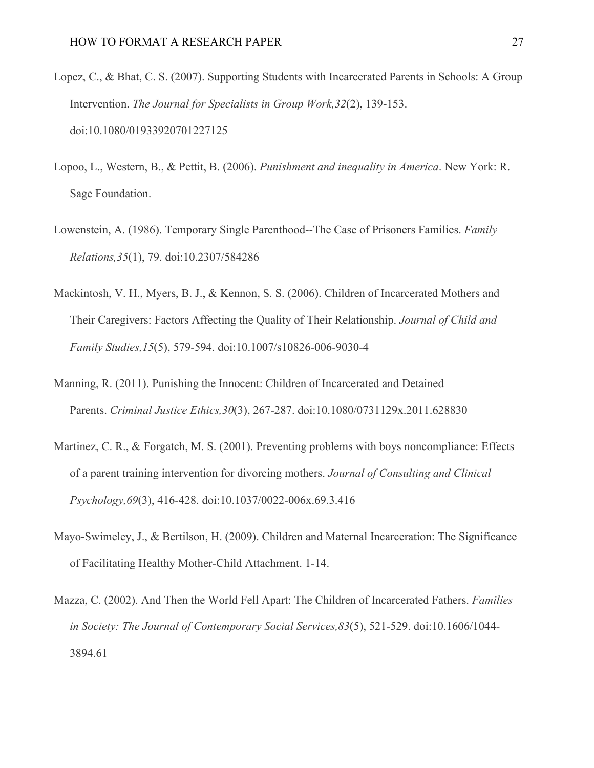Lopez, C., & Bhat, C. S. (2007). Supporting Students with Incarcerated Parents in Schools: A Group Intervention. *The Journal for Specialists in Group Work,32*(2), 139-153. doi:10.1080/01933920701227125

Lopoo, L., Western, B., & Pettit, B. (2006). *Punishment and inequality in America*. New York: R. Sage Foundation.

Lowenstein, A. (1986). Temporary Single Parenthood--The Case of Prisoners Families. *Family Relations,35*(1), 79. doi:10.2307/584286

Mackintosh, V. H., Myers, B. J., & Kennon, S. S. (2006). Children of Incarcerated Mothers and Their Caregivers: Factors Affecting the Quality of Their Relationship. *Journal of Child and Family Studies,15*(5), 579-594. doi:10.1007/s10826-006-9030-4

Manning, R. (2011). Punishing the Innocent: Children of Incarcerated and Detained Parents. *Criminal Justice Ethics,30*(3), 267-287. doi:10.1080/0731129x.2011.628830

Martinez, C. R., & Forgatch, M. S. (2001). Preventing problems with boys noncompliance: Effects of a parent training intervention for divorcing mothers. *Journal of Consulting and Clinical Psychology,69*(3), 416-428. doi:10.1037/0022-006x.69.3.416

Mayo-Swimeley, J., & Bertilson, H. (2009). Children and Maternal Incarceration: The Significance of Facilitating Healthy Mother-Child Attachment. 1-14.

Mazza, C. (2002). And Then the World Fell Apart: The Children of Incarcerated Fathers. *Families in Society: The Journal of Contemporary Social Services,83*(5), 521-529. doi:10.1606/1044-3894.61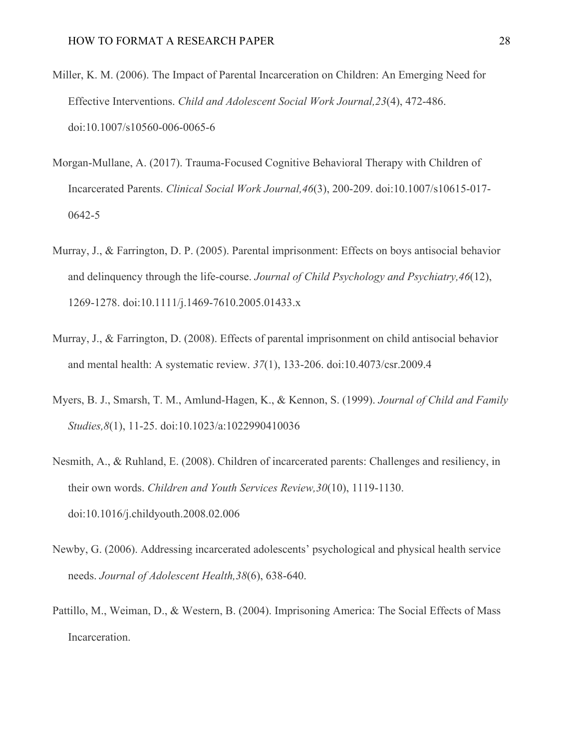Miller, K. M. (2006). The Impact of Parental Incarceration on Children: An Emerging Need for Effective Interventions. *Child and Adolescent Social Work Journal,23*(4), 472-486. doi:10.1007/s10560-006-0065-6

Morgan-Mullane, A. (2017). Trauma-Focused Cognitive Behavioral Therapy with Children of Incarcerated Parents. *Clinical Social Work Journal,46*(3), 200-209. doi:10.1007/s10615-017-0642-5

Murray, J., & Farrington, D. P. (2005). Parental imprisonment: Effects on boys antisocial behavior and delinquency through the life-course. *Journal of Child Psychology and Psychiatry,46*(12), 1269-1278. doi:10.1111/j.1469-7610.2005.01433.x

Murray, J., & Farrington, D. (2008). Effects of parental imprisonment on child antisocial behavior and mental health: A systematic review. *37*(1), 133-206. doi:10.4073/csr.2009.4

Myers, B. J., Smarsh, T. M., Amlund-Hagen, K., & Kennon, S. (1999). *Journal of Child and Family Studies,8*(1), 11-25. doi:10.1023/a:1022990410036

Nesmith, A., & Ruhland, E. (2008). Children of incarcerated parents: Challenges and resiliency, in their own words. *Children and Youth Services Review,30*(10), 1119-1130. doi:10.1016/j.childyouth.2008.02.006

Newby, G. (2006). Addressing incarcerated adolescents' psychological and physical health service needs. *Journal of Adolescent Health,38*(6), 638-640.

Pattillo, M., Weiman, D., & Western, B. (2004). Imprisoning America: The Social Effects of Mass Incarceration.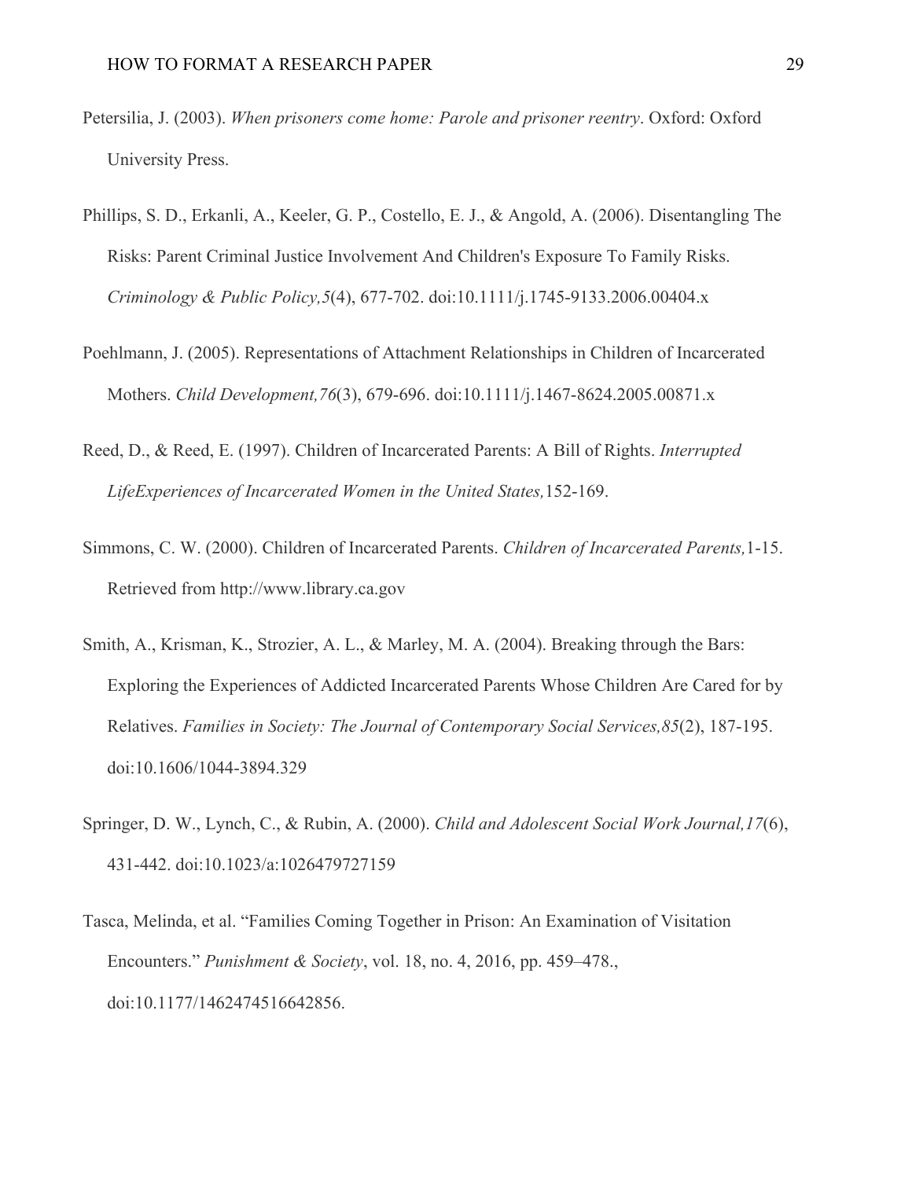Petersilia, J. (2003). *When prisoners come home: Parole and prisoner reentry*. Oxford: Oxford University Press.

Phillips, S. D., Erkanli, A., Keeler, G. P., Costello, E. J., & Angold, A. (2006). Disentangling The Risks: Parent Criminal Justice Involvement And Children's Exposure To Family Risks. *Criminology & Public Policy,5*(4), 677-702. doi:10.1111/j.1745-9133.2006.00404.x

Poehlmann, J. (2005). Representations of Attachment Relationships in Children of Incarcerated Mothers. *Child Development,76*(3), 679-696. doi:10.1111/j.1467-8624.2005.00871.x

Reed, D., & Reed, E. (1997). Children of Incarcerated Parents: A Bill of Rights. *Interrupted LifeExperiences of Incarcerated Women in the United States,*152-169.

Simmons, C. W. (2000). Children of Incarcerated Parents. *Children of Incarcerated Parents,*1-15. Retrieved from http://www.library.ca.gov

Smith, A., Krisman, K., Strozier, A. L., & Marley, M. A. (2004). Breaking through the Bars: Exploring the Experiences of Addicted Incarcerated Parents Whose Children Are Cared for by Relatives. *Families in Society: The Journal of Contemporary Social Services,85*(2), 187-195. doi:10.1606/1044-3894.329

Springer, D. W., Lynch, C., & Rubin, A. (2000). *Child and Adolescent Social Work Journal,17*(6), 431-442. doi:10.1023/a:1026479727159

Tasca, Melinda, et al. "Families Coming Together in Prison: An Examination of Visitation Encounters." *Punishment & Society*, vol. 18, no. 4, 2016, pp. 459–478., doi:10.1177/1462474516642856.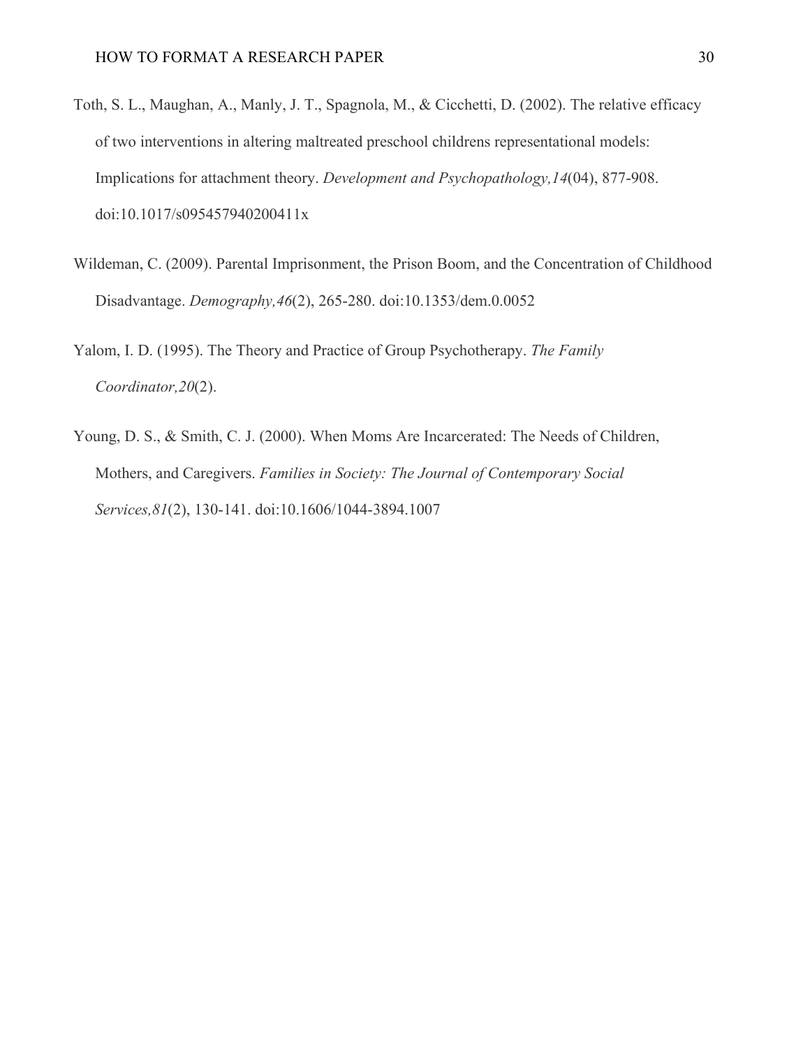Toth, S. L., Maughan, A., Manly, J. T., Spagnola, M., & Cicchetti, D. (2002). The relative efficacy of two interventions in altering maltreated preschool childrens representational models: Implications for attachment theory. *Development and Psychopathology,14*(04), 877-908. doi:10.1017/s095457940200411x

Wildeman, C. (2009). Parental Imprisonment, the Prison Boom, and the Concentration of Childhood Disadvantage. *Demography,46*(2), 265-280. doi:10.1353/dem.0.0052

Yalom, I. D. (1995). The Theory and Practice of Group Psychotherapy. *The Family Coordinator,20*(2).

Young, D. S., & Smith, C. J. (2000). When Moms Are Incarcerated: The Needs of Children, Mothers, and Caregivers. *Families in Society: The Journal of Contemporary Social Services,81*(2), 130-141. doi:10.1606/1044-3894.1007